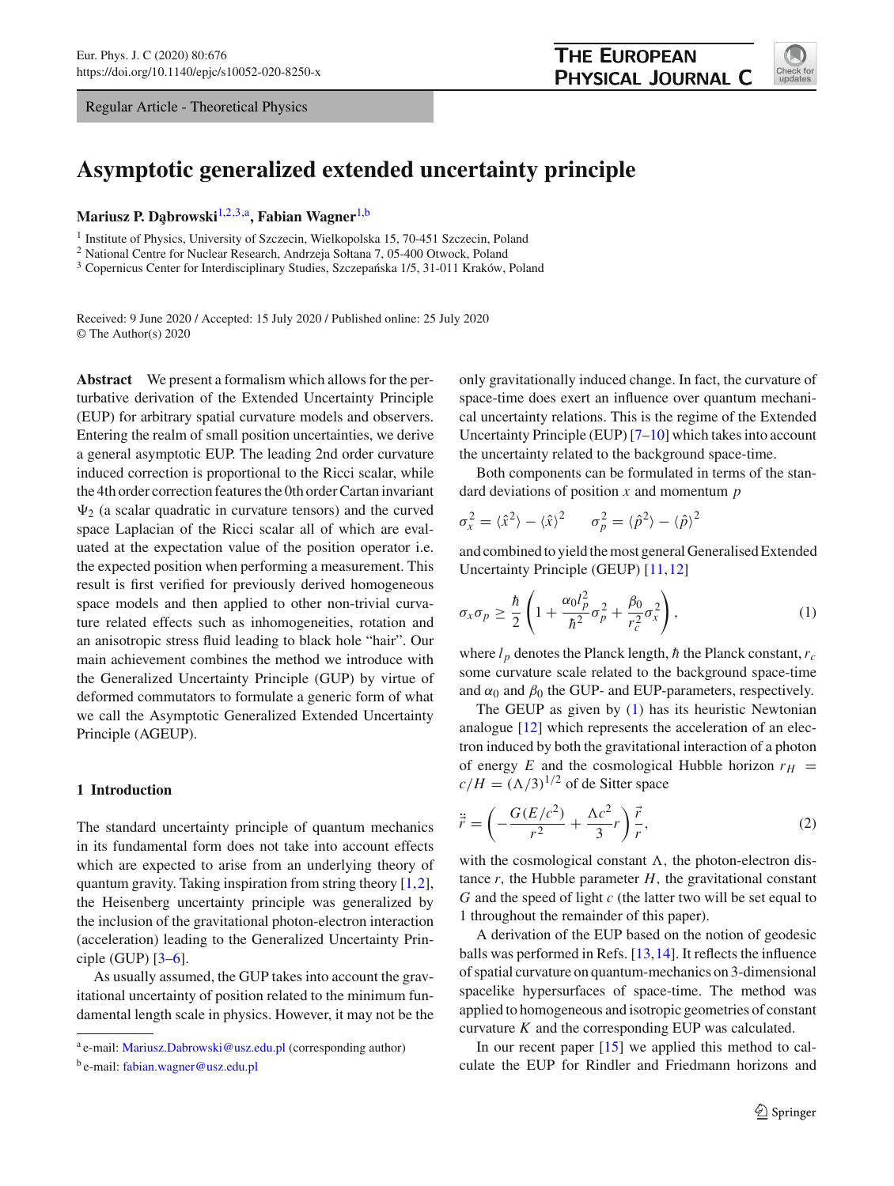Regular Article - Theoretical Physics

# Asymptotic generalized extended uncertainty principle

**Mariusz P. Dąbrowski**[1,2,3,a], **Fabian Wagner**[1,b]

[1] Institute of Physics, University of Szczecin, Wielkopolska 15, 70-451 Szczecin, Poland
[2] National Centre for Nuclear Research, Andrzeja Sołtana 7, 05-400 Otwock, Poland
[3] Copernicus Center for Interdisciplinary Studies, Szczepańska 1/5, 31-011 Kraków, Poland

Received: 9 June 2020 / Accepted: 15 July 2020 / Published online: 25 July 2020
© The Author(s) 2020

**Abstract** We present a formalism which allows for the perturbative derivation of the Extended Uncertainty Principle (EUP) for arbitrary spatial curvature models and observers. Entering the realm of small position uncertainties, we derive a general asymptotic EUP. The leading 2nd order curvature induced correction is proportional to the Ricci scalar, while the 4th order correction features the 0th order Cartan invariant $\Psi_2$ (a scalar quadratic in curvature tensors) and the curved space Laplacian of the Ricci scalar all of which are evaluated at the expectation value of the position operator i.e. the expected position when performing a measurement. This result is first verified for previously derived homogeneous space models and then applied to other non-trivial curvature related effects such as inhomogeneities, rotation and an anisotropic stress fluid leading to black hole "hair". Our main achievement combines the method we introduce with the Generalized Uncertainty Principle (GUP) by virtue of deformed commutators to formulate a generic form of what we call the Asymptotic Generalized Extended Uncertainty Principle (AGEUP).

## 1 Introduction

The standard uncertainty principle of quantum mechanics in its fundamental form does not take into account effects which are expected to arise from an underlying theory of quantum gravity. Taking inspiration from string theory [1,2], the Heisenberg uncertainty principle was generalized by the inclusion of the gravitational photon-electron interaction (acceleration) leading to the Generalized Uncertainty Principle (GUP) [3–6].

As usually assumed, the GUP takes into account the gravitational uncertainty of position related to the minimum fundamental length scale in physics. However, it may not be the only gravitationally induced change. In fact, the curvature of space-time does exert an influence over quantum mechanical uncertainty relations. This is the regime of the Extended Uncertainty Principle (EUP) [7–10] which takes into account the uncertainty related to the background space-time.

Both components can be formulated in terms of the standard deviations of position $x$ and momentum $p$

$$\sigma_x^2 = \langle \hat{x}^2 \rangle - \langle \hat{x} \rangle^2 \qquad \sigma_p^2 = \langle \hat{p}^2 \rangle - \langle \hat{p} \rangle^2$$

and combined to yield the most general Generalised Extended Uncertainty Principle (GEUP) [11,12]

$$\sigma_x \sigma_p \geq \frac{\hbar}{2}\left(1 + \frac{\alpha_0 l_p^2}{\hbar^2}\sigma_p^2 + \frac{\beta_0}{r_c^2}\sigma_x^2\right), \tag{1}$$

where $l_p$ denotes the Planck length, $\hbar$ the Planck constant, $r_c$ some curvature scale related to the background space-time and $\alpha_0$ and $\beta_0$ the GUP- and EUP-parameters, respectively.

The GEUP as given by (1) has its heuristic Newtonian analogue [12] which represents the acceleration of an electron induced by both the gravitational interaction of a photon of energy $E$ and the cosmological Hubble horizon $r_H = c/H = (\Lambda/3)^{1/2}$ of de Sitter space

$$\ddot{\vec{r}} = \left(-\frac{G(E/c^2)}{r^2} + \frac{\Lambda c^2}{3}r\right)\frac{\vec{r}}{r}, \tag{2}$$

with the cosmological constant $\Lambda$, the photon-electron distance $r$, the Hubble parameter $H$, the gravitational constant $G$ and the speed of light $c$ (the latter two will be set equal to 1 throughout the remainder of this paper).

A derivation of the EUP based on the notion of geodesic balls was performed in Refs. [13,14]. It reflects the influence of spatial curvature on quantum-mechanics on 3-dimensional spacelike hypersurfaces of space-time. The method was applied to homogeneous and isotropic geometries of constant curvature $K$ and the corresponding EUP was calculated.

In our recent paper [15] we applied this method to calculate the EUP for Rindler and Friedmann horizons and

[a] e-mail: Mariusz.Dabrowski@usz.edu.pl (corresponding author)
[b] e-mail: fabian.wagner@usz.edu.pl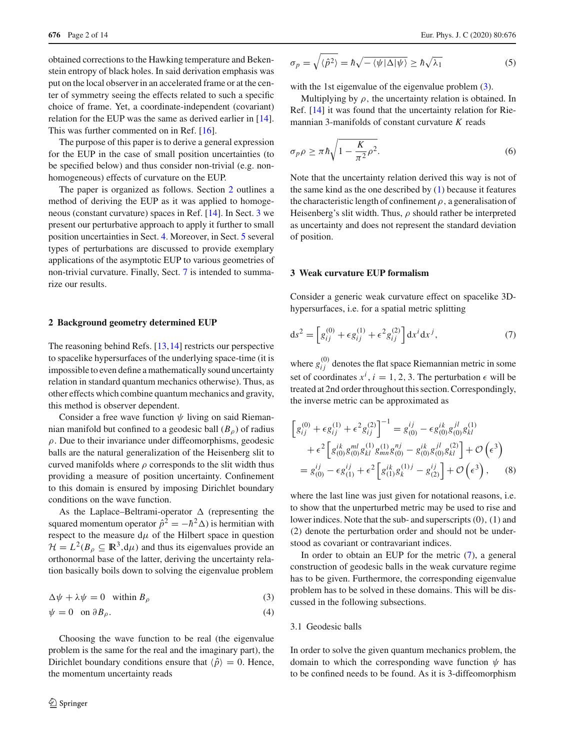obtained corrections to the Hawking temperature and Bekenstein entropy of black holes. In said derivation emphasis was put on the local observer in an accelerated frame or at the center of symmetry seeing the effects related to such a specific choice of frame. Yet, a coordinate-independent (covariant) relation for the EUP was the same as derived earlier in [14]. This was further commented on in Ref. [16].

The purpose of this paper is to derive a general expression for the EUP in the case of small position uncertainties (to be specified below) and thus consider non-trivial (e.g. non-homogeneous) effects of curvature on the EUP.

The paper is organized as follows. Section 2 outlines a method of deriving the EUP as it was applied to homogeneous (constant curvature) spaces in Ref. [14]. In Sect. 3 we present our perturbative approach to apply it further to small position uncertainties in Sect. 4. Moreover, in Sect. 5 several types of perturbations are discussed to provide exemplary applications of the asymptotic EUP to various geometries of non-trivial curvature. Finally, Sect. 7 is intended to summarize our results.

## 2 Background geometry determined EUP

The reasoning behind Refs. [13,14] restricts our perspective to spacelike hypersurfaces of the underlying space-time (it is impossible to even define a mathematically sound uncertainty relation in standard quantum mechanics otherwise). Thus, as other effects which combine quantum mechanics and gravity, this method is observer dependent.

Consider a free wave function $\psi$ living on said Riemannian manifold but confined to a geodesic ball ($B_\rho$) of radius $\rho$. Due to their invariance under diffeomorphisms, geodesic balls are the natural generalization of the Heisenberg slit to curved manifolds where $\rho$ corresponds to the slit width thus providing a measure of position uncertainty. Confinement to this domain is ensured by imposing Dirichlet boundary conditions on the wave function.

As the Laplace–Beltrami-operator $\Delta$ (representing the squared momentum operator $\hat{p}^2 = -\hbar^2\Delta$) is hermitian with respect to the measure $\mathrm{d}\mu$ of the Hilbert space in question $\mathcal{H} = L^2(B_\rho \subseteq \mathbb{R}^3, \mathrm{d}\mu)$ and thus its eigenvalues provide an orthonormal base of the latter, deriving the uncertainty relation basically boils down to solving the eigenvalue problem

$$\Delta\psi + \lambda\psi = 0 \quad \text{within } B_\rho \tag{3}$$

$$\psi = 0 \quad \text{on } \partial B_\rho. \tag{4}$$

Choosing the wave function to be real (the eigenvalue problem is the same for the real and the imaginary part), the Dirichlet boundary conditions ensure that $\langle\hat{p}\rangle = 0$. Hence, the momentum uncertainty reads

$$\sigma_p = \sqrt{\langle\hat{p}^2\rangle} = \hbar\sqrt{-\langle\psi|\Delta|\psi\rangle} \geq \hbar\sqrt{\lambda_1} \tag{5}$$

with the 1st eigenvalue of the eigenvalue problem (3).

Multiplying by $\rho$, the uncertainty relation is obtained. In Ref. [14] it was found that the uncertainty relation for Riemannian 3-manifolds of constant curvature $K$ reads

$$\sigma_p\rho \geq \pi\hbar\sqrt{1 - \frac{K}{\pi^2}\rho^2}. \tag{6}$$

Note that the uncertainty relation derived this way is not of the same kind as the one described by (1) because it features the characteristic length of confinement $\rho$, a generalisation of Heisenberg's slit width. Thus, $\rho$ should rather be interpreted as uncertainty and does not represent the standard deviation of position.

## 3 Weak curvature EUP formalism

Consider a generic weak curvature effect on spacelike 3D-hypersurfaces, i.e. for a spatial metric splitting

$$\mathrm{d}s^2 = \left[g_{ij}^{(0)} + \epsilon g_{ij}^{(1)} + \epsilon^2 g_{ij}^{(2)}\right]\mathrm{d}x^i\mathrm{d}x^j, \tag{7}$$

where $g_{ij}^{(0)}$ denotes the flat space Riemannian metric in some set of coordinates $x^i$, $i = 1, 2, 3$. The perturbation $\epsilon$ will be treated at 2nd order throughout this section. Correspondingly, the inverse metric can be approximated as

$$\begin{aligned}
\left[g_{ij}^{(0)} + \epsilon g_{ij}^{(1)} + \epsilon^2 g_{ij}^{(2)}\right]^{-1} &= g_{(0)}^{ij} - \epsilon g_{(0)}^{ik} g_{(0)}^{jl} g_{kl}^{(1)} \\
&\quad + \epsilon^2\left[g_{(0)}^{ik} g_{(0)}^{ml} g_{kl}^{(1)} g_{mn}^{(1)} g_{(0)}^{nj} - g_{(0)}^{ik} g_{(0)}^{jl} g_{kl}^{(2)}\right] + \mathcal{O}\left(\epsilon^3\right) \\
&= g_{(0)}^{ij} - \epsilon g_{(1)}^{ij} + \epsilon^2\left[g_{(1)}^{ik} g_k^{(1)j} - g_{(2)}^{ij}\right] + \mathcal{O}\left(\epsilon^3\right),
\end{aligned} \tag{8}$$

where the last line was just given for notational reasons, i.e. to show that the unperturbed metric may be used to rise and lower indices. Note that the sub- and superscripts (0), (1) and (2) denote the perturbation order and should not be understood as covariant or contravariant indices.

In order to obtain an EUP for the metric (7), a general construction of geodesic balls in the weak curvature regime has to be given. Furthermore, the corresponding eigenvalue problem has to be solved in these domains. This will be discussed in the following subsections.

### 3.1 Geodesic balls

In order to solve the given quantum mechanics problem, the domain to which the corresponding wave function $\psi$ has to be confined needs to be found. As it is 3-diffeomorphism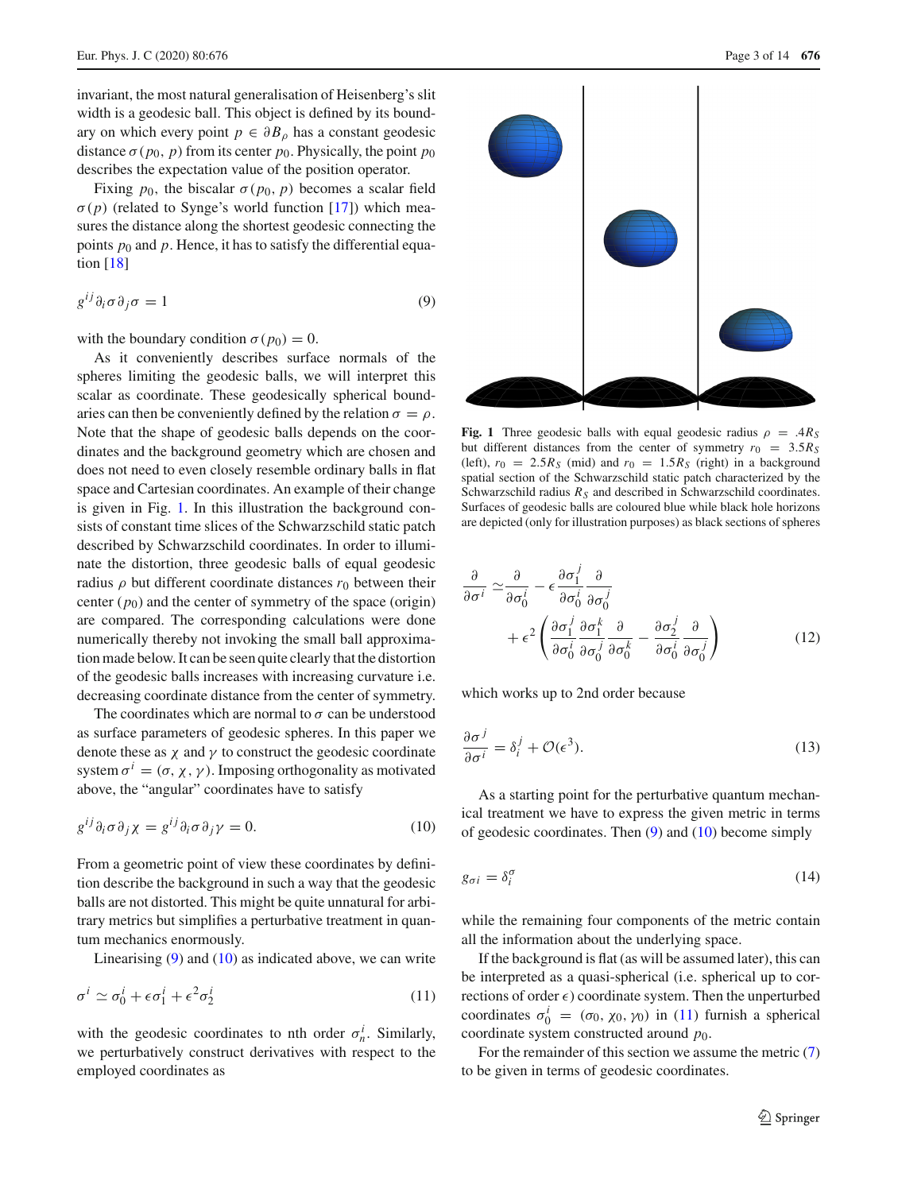invariant, the most natural generalisation of Heisenberg's slit width is a geodesic ball. This object is defined by its boundary on which every point $p \in \partial B_\rho$ has a constant geodesic distance $\sigma(p_0, p)$ from its center $p_0$. Physically, the point $p_0$ describes the expectation value of the position operator.

Fixing $p_0$, the biscalar $\sigma(p_0, p)$ becomes a scalar field $\sigma(p)$ (related to Synge's world function [17]) which measures the distance along the shortest geodesic connecting the points $p_0$ and $p$. Hence, it has to satisfy the differential equation [18]

$$g^{ij}\partial_i\sigma\partial_j\sigma = 1 \tag{9}$$

with the boundary condition $\sigma(p_0) = 0$.

As it conveniently describes surface normals of the spheres limiting the geodesic balls, we will interpret this scalar as coordinate. These geodesically spherical boundaries can then be conveniently defined by the relation $\sigma = \rho$. Note that the shape of geodesic balls depends on the coordinates and the background geometry which are chosen and does not need to even closely resemble ordinary balls in flat space and Cartesian coordinates. An example of their change is given in Fig. 1. In this illustration the background consists of constant time slices of the Schwarzschild static patch described by Schwarzschild coordinates. In order to illuminate the distortion, three geodesic balls of equal geodesic radius $\rho$ but different coordinate distances $r_0$ between their center ($p_0$) and the center of symmetry of the space (origin) are compared. The corresponding calculations were done numerically thereby not invoking the small ball approximation made below. It can be seen quite clearly that the distortion of the geodesic balls increases with increasing curvature i.e. decreasing coordinate distance from the center of symmetry.

The coordinates which are normal to $\sigma$ can be understood as surface parameters of geodesic spheres. In this paper we denote these as $\chi$ and $\gamma$ to construct the geodesic coordinate system $\sigma^i = (\sigma, \chi, \gamma)$. Imposing orthogonality as motivated above, the "angular" coordinates have to satisfy

$$g^{ij}\partial_i\sigma\partial_j\chi = g^{ij}\partial_i\sigma\partial_j\gamma = 0. \tag{10}$$

From a geometric point of view these coordinates by definition describe the background in such a way that the geodesic balls are not distorted. This might be quite unnatural for arbitrary metrics but simplifies a perturbative treatment in quantum mechanics enormously.

Linearising (9) and (10) as indicated above, we can write

$$\sigma^i \simeq \sigma_0^i + \epsilon\sigma_1^i + \epsilon^2\sigma_2^i \tag{11}$$

with the geodesic coordinates to nth order $\sigma_n^i$. Similarly, we perturbatively construct derivatives with respect to the employed coordinates as

Fig. 1 Three geodesic balls with equal geodesic radius $\rho = .4R_S$ but different distances from the center of symmetry $r_0 = 3.5R_S$ (left), $r_0 = 2.5R_S$ (mid) and $r_0 = 1.5R_S$ (right) in a background spatial section of the Schwarzschild static patch characterized by the Schwarzschild radius $R_S$ and described in Schwarzschild coordinates. Surfaces of geodesic balls are coloured blue while black hole horizons are depicted (only for illustration purposes) as black sections of spheres

$$\frac{\partial}{\partial\sigma^i} \simeq \frac{\partial}{\partial\sigma_0^i} - \epsilon\frac{\partial\sigma_1^j}{\partial\sigma_0^i}\frac{\partial}{\partial\sigma_0^j} + \epsilon^2\left(\frac{\partial\sigma_1^j}{\partial\sigma_0^i}\frac{\partial\sigma_1^k}{\partial\sigma_0^j}\frac{\partial}{\partial\sigma_0^k} - \frac{\partial\sigma_2^j}{\partial\sigma_0^i}\frac{\partial}{\partial\sigma_0^j}\right) \tag{12}$$

which works up to 2nd order because

$$\frac{\partial\sigma^j}{\partial\sigma^i} = \delta_i^j + \mathcal{O}(\epsilon^3). \tag{13}$$

As a starting point for the perturbative quantum mechanical treatment we have to express the given metric in terms of geodesic coordinates. Then (9) and (10) become simply

$$g_{\sigma i} = \delta_i^\sigma \tag{14}$$

while the remaining four components of the metric contain all the information about the underlying space.

If the background is flat (as will be assumed later), this can be interpreted as a quasi-spherical (i.e. spherical up to corrections of order $\epsilon$) coordinate system. Then the unperturbed coordinates $\sigma_0^i = (\sigma_0, \chi_0, \gamma_0)$ in (11) furnish a spherical coordinate system constructed around $p_0$.

For the remainder of this section we assume the metric (7) to be given in terms of geodesic coordinates.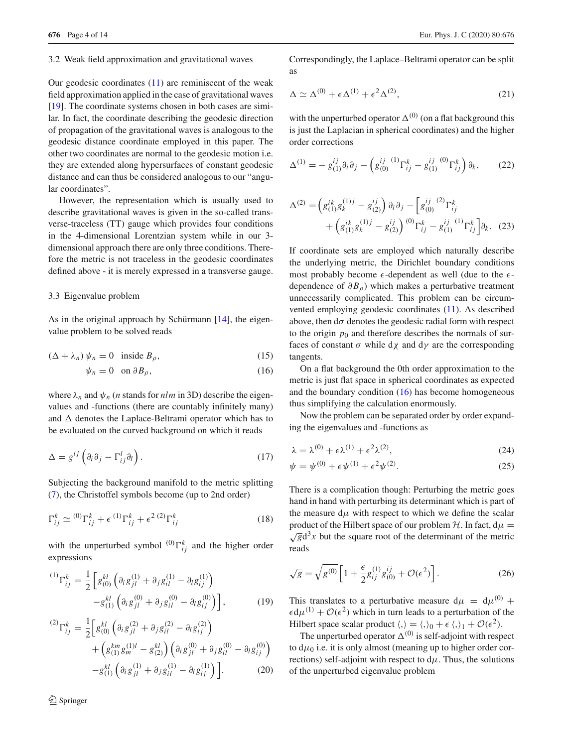### 3.2 Weak field approximation and gravitational waves

Our geodesic coordinates (11) are reminiscent of the weak field approximation applied in the case of gravitational waves [19]. The coordinate systems chosen in both cases are similar. In fact, the coordinate describing the geodesic direction of propagation of the gravitational waves is analogous to the geodesic distance coordinate employed in this paper. The other two coordinates are normal to the geodesic motion i.e. they are extended along hypersurfaces of constant geodesic distance and can thus be considered analogous to our "angular coordinates".

However, the representation which is usually used to describe gravitational waves is given in the so-called transverse-traceless (TT) gauge which provides four conditions in the 4-dimensional Lorentzian system while in our 3-dimensional approach there are only three conditions. Therefore the metric is not traceless in the geodesic coordinates defined above - it is merely expressed in a transverse gauge.

### 3.3 Eigenvalue problem

As in the original approach by Schürmann [14], the eigenvalue problem to be solved reads

$$(\Delta + \lambda_n)\,\psi_n = 0 \quad \text{inside } B_\rho, \tag{15}$$

$$\psi_n = 0 \quad \text{on } \partial B_\rho, \tag{16}$$

where $\lambda_n$ and $\psi_n$ ($n$ stands for $nlm$ in 3D) describe the eigenvalues and -functions (there are countably infinitely many) and $\Delta$ denotes the Laplace-Beltrami operator which has to be evaluated on the curved background on which it reads

$$\Delta = g^{ij}\left(\partial_i\partial_j - \Gamma^l_{ij}\partial_l\right). \tag{17}$$

Subjecting the background manifold to the metric splitting (7), the Christoffel symbols become (up to 2nd order)

$$\Gamma^k_{ij} \simeq {}^{(0)}\Gamma^k_{ij} + \epsilon\,{}^{(1)}\Gamma^k_{ij} + \epsilon^2\,{}^{(2)}\Gamma^k_{ij} \tag{18}$$

with the unperturbed symbol ${}^{(0)}\Gamma^k_{ij}$ and the higher order expressions

$$\begin{aligned}{}^{(1)}\Gamma^k_{ij} = \frac{1}{2}\Big[&g^{kl}_{(0)}\left(\partial_i g^{(1)}_{jl} + \partial_j g^{(1)}_{il} - \partial_l g^{(1)}_{ij}\right)\\ &-g^{kl}_{(1)}\left(\partial_i g^{(0)}_{jl} + \partial_j g^{(0)}_{il} - \partial_l g^{(0)}_{ij}\right)\Big],\end{aligned} \tag{19}$$

$$\begin{aligned}{}^{(2)}\Gamma^k_{ij} = \frac{1}{2}\Big[&g^{kl}_{(0)}\left(\partial_i g^{(2)}_{jl} + \partial_j g^{(2)}_{il} - \partial_l g^{(2)}_{ij}\right)\\ &+\left(g^{km}_{(1)}g^{(1)l}_{m} - g^{kl}_{(2)}\right)\left(\partial_i g^{(0)}_{jl} + \partial_j g^{(0)}_{il} - \partial_l g^{(0)}_{ij}\right)\\ &-g^{kl}_{(1)}\left(\partial_i g^{(1)}_{jl} + \partial_j g^{(1)}_{il} - \partial_l g^{(1)}_{ij}\right)\Big].\end{aligned} \tag{20}$$

Correspondingly, the Laplace–Beltrami operator can be split as

$$\Delta \simeq \Delta^{(0)} + \epsilon\Delta^{(1)} + \epsilon^2\Delta^{(2)}, \tag{21}$$

with the unperturbed operator $\Delta^{(0)}$ (on a flat background this is just the Laplacian in spherical coordinates) and the higher order corrections

$$\Delta^{(1)} = -\,g^{ij}_{(1)}\partial_i\partial_j - \left(g^{ij}_{(0)}\;{}^{(1)}\Gamma^k_{ij} - g^{ij}_{(1)}\;{}^{(0)}\Gamma^k_{ij}\right)\partial_k, \tag{22}$$

$$\begin{aligned}\Delta^{(2)} = &\left(g^{ik}_{(1)}g^{(1)j}_{k} - g^{ij}_{(2)}\right)\partial_i\partial_j - \Big[g^{ij}_{(0)}\;{}^{(2)}\Gamma^k_{ij}\\ &+\left(g^{ik}_{(1)}g^{(1)j}_{k} - g^{ij}_{(2)}\right){}^{(0)}\Gamma^k_{ij} - g^{ij}_{(1)}\;{}^{(1)}\Gamma^k_{ij}\Big]\partial_k.\end{aligned} \tag{23}$$

If coordinate sets are employed which naturally describe the underlying metric, the Dirichlet boundary conditions most probably become $\epsilon$-dependent as well (due to the $\epsilon$-dependence of $\partial B_\rho$) which makes a perturbative treatment unnecessarily complicated. This problem can be circumvented employing geodesic coordinates (11). As described above, then $\mathrm{d}\sigma$ denotes the geodesic radial form with respect to the origin $p_0$ and therefore describes the normals of surfaces of constant $\sigma$ while $\mathrm{d}\chi$ and $\mathrm{d}\gamma$ are the corresponding tangents.

On a flat background the 0th order approximation to the metric is just flat space in spherical coordinates as expected and the boundary condition (16) has become homogeneous thus simplifying the calculation enormously.

Now the problem can be separated order by order expanding the eigenvalues and -functions as

$$\lambda = \lambda^{(0)} + \epsilon\lambda^{(1)} + \epsilon^2\lambda^{(2)}, \tag{24}$$

$$\psi = \psi^{(0)} + \epsilon\psi^{(1)} + \epsilon^2\psi^{(2)}. \tag{25}$$

There is a complication though: Perturbing the metric goes hand in hand with perturbing its determinant which is part of the measure $\mathrm{d}\mu$ with respect to which we define the scalar product of the Hilbert space of our problem $\mathcal{H}$. In fact, $\mathrm{d}\mu = \sqrt{g}\,\mathrm{d}^3x$ but the square root of the determinant of the metric reads

$$\sqrt{g} = \sqrt{g^{(0)}}\left[1 + \frac{\epsilon}{2}g^{(1)}_{ij}g^{ij}_{(0)} + \mathcal{O}(\epsilon^2)\right]. \tag{26}$$

This translates to a perturbative measure $\mathrm{d}\mu = \mathrm{d}\mu^{(0)} + \epsilon\,\mathrm{d}\mu^{(1)} + \mathcal{O}(\epsilon^2)$ which in turn leads to a perturbation of the Hilbert space scalar product $\langle,\rangle = \langle,\rangle_0 + \epsilon\,\langle,\rangle_1 + \mathcal{O}(\epsilon^2)$.

The unperturbed operator $\Delta^{(0)}$ is self-adjoint with respect to $\mathrm{d}\mu_0$ i.e. it is only almost (meaning up to higher order corrections) self-adjoint with respect to $\mathrm{d}\mu$. Thus, the solutions of the unperturbed eigenvalue problem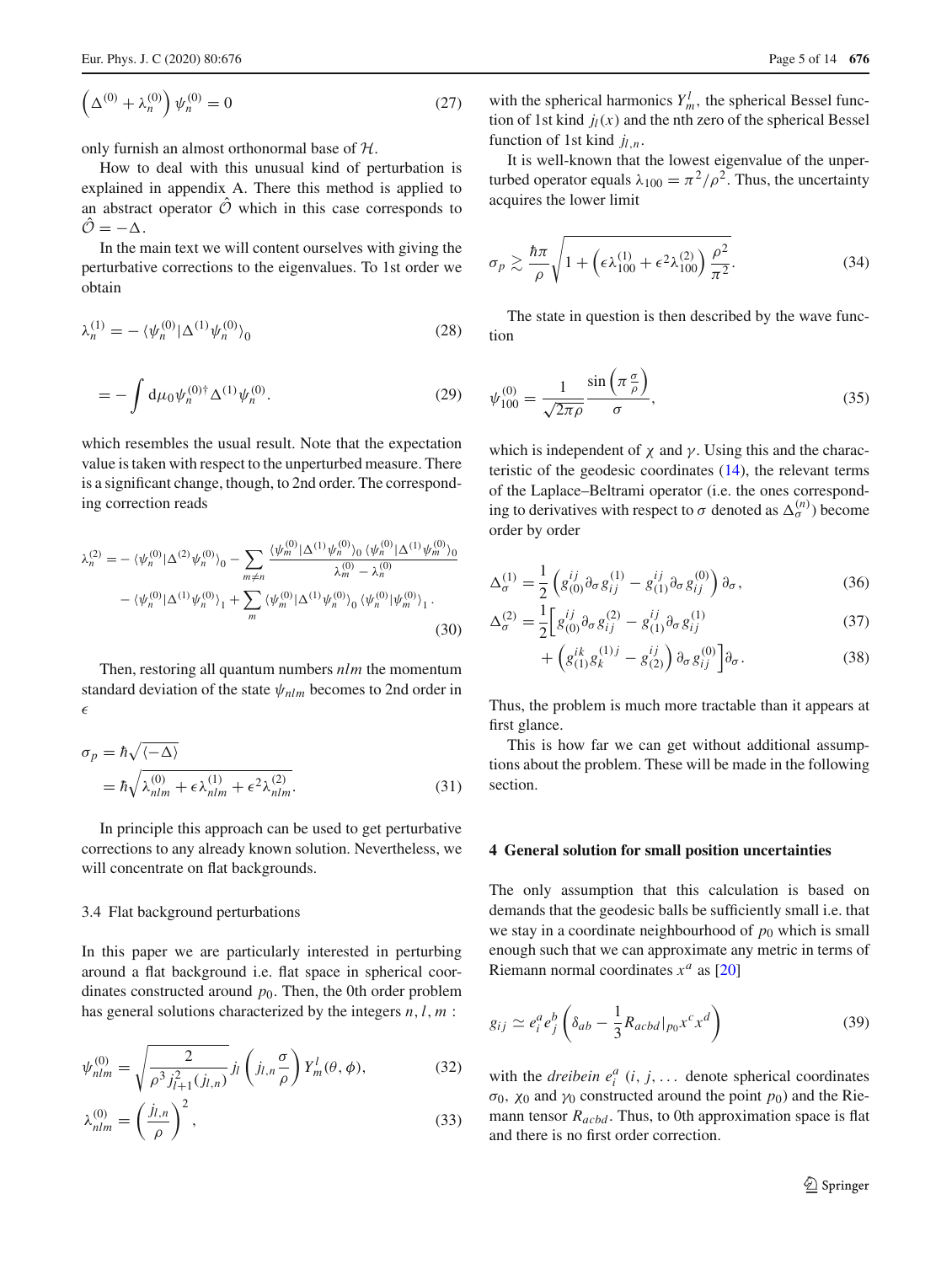$$\left(\Delta^{(0)} + \lambda_n^{(0)}\right)\psi_n^{(0)} = 0 \tag{27}$$

only furnish an almost orthonormal base of $\mathcal{H}$.

How to deal with this unusual kind of perturbation is explained in appendix A. There this method is applied to an abstract operator $\hat{\mathcal{O}}$ which in this case corresponds to $\hat{\mathcal{O}} = -\Delta$.

In the main text we will content ourselves with giving the perturbative corrections to the eigenvalues. To 1st order we obtain

$$\lambda_n^{(1)} = -\langle\psi_n^{(0)}|\Delta^{(1)}\psi_n^{(0)}\rangle_0 \tag{28}$$

$$= -\int \mathrm{d}\mu_0 \psi_n^{(0)\dagger}\Delta^{(1)}\psi_n^{(0)}. \tag{29}$$

which resembles the usual result. Note that the expectation value is taken with respect to the unperturbed measure. There is a significant change, though, to 2nd order. The corresponding correction reads

$$\begin{aligned}\lambda_n^{(2)} = &-\langle\psi_n^{(0)}|\Delta^{(2)}\psi_n^{(0)}\rangle_0 - \sum_{m\neq n}\frac{\langle\psi_m^{(0)}|\Delta^{(1)}\psi_n^{(0)}\rangle_0\,\langle\psi_n^{(0)}|\Delta^{(1)}\psi_m^{(0)}\rangle_0}{\lambda_m^{(0)} - \lambda_n^{(0)}}\\ &-\langle\psi_n^{(0)}|\Delta^{(1)}\psi_n^{(0)}\rangle_1 + \sum_m \langle\psi_m^{(0)}|\Delta^{(1)}\psi_n^{(0)}\rangle_0\,\langle\psi_n^{(0)}|\psi_m^{(0)}\rangle_1\,.\end{aligned} \tag{30}$$

Then, restoring all quantum numbers $nlm$ the momentum standard deviation of the state $\psi_{nlm}$ becomes to 2nd order in $\epsilon$

$$\begin{aligned}\sigma_p &= \hbar\sqrt{\langle-\Delta\rangle}\\ &= \hbar\sqrt{\lambda_{nlm}^{(0)} + \epsilon\lambda_{nlm}^{(1)} + \epsilon^2\lambda_{nlm}^{(2)}}.\end{aligned} \tag{31}$$

In principle this approach can be used to get perturbative corrections to any already known solution. Nevertheless, we will concentrate on flat backgrounds.

### 3.4 Flat background perturbations

In this paper we are particularly interested in perturbing around a flat background i.e. flat space in spherical coordinates constructed around $p_0$. Then, the 0th order problem has general solutions characterized by the integers $n, l, m$ :

$$\psi_{nlm}^{(0)} = \sqrt{\frac{2}{\rho^3 j_{l+1}^2(j_{l,n})}}\, j_l\left(j_{l,n}\frac{\sigma}{\rho}\right) Y_m^l(\theta,\phi), \tag{32}$$

$$\lambda_{nlm}^{(0)} = \left(\frac{j_{l,n}}{\rho}\right)^2, \tag{33}$$

with the spherical harmonics $Y_m^l$, the spherical Bessel function of 1st kind $j_l(x)$ and the nth zero of the spherical Bessel function of 1st kind $j_{l,n}$.

It is well-known that the lowest eigenvalue of the unperturbed operator equals $\lambda_{100} = \pi^2/\rho^2$. Thus, the uncertainty acquires the lower limit

$$\sigma_p \gtrsim \frac{\hbar\pi}{\rho}\sqrt{1 + \left(\epsilon\lambda_{100}^{(1)} + \epsilon^2\lambda_{100}^{(2)}\right)\frac{\rho^2}{\pi^2}}. \tag{34}$$

The state in question is then described by the wave function

$$\psi_{100}^{(0)} = \frac{1}{\sqrt{2\pi\rho}}\frac{\sin\left(\pi\frac{\sigma}{\rho}\right)}{\sigma}, \tag{35}$$

which is independent of $\chi$ and $\gamma$. Using this and the characteristic of the geodesic coordinates (14), the relevant terms of the Laplace–Beltrami operator (i.e. the ones corresponding to derivatives with respect to $\sigma$ denoted as $\Delta_\sigma^{(n)}$) become order by order

$$\Delta_\sigma^{(1)} = \frac{1}{2}\left(g_{(0)}^{ij}\partial_\sigma g_{ij}^{(1)} - g_{(1)}^{ij}\partial_\sigma g_{ij}^{(0)}\right)\partial_\sigma, \tag{36}$$

$$\Delta_\sigma^{(2)} = \frac{1}{2}\Big[g_{(0)}^{ij}\partial_\sigma g_{ij}^{(2)} - g_{(1)}^{ij}\partial_\sigma g_{ij}^{(1)} \tag{37}$$

$$+\left(g_{(1)}^{ik}g_k^{(1)j} - g_{(2)}^{ij}\right)\partial_\sigma g_{ij}^{(0)}\Big]\partial_\sigma. \tag{38}$$

Thus, the problem is much more tractable than it appears at first glance.

This is how far we can get without additional assumptions about the problem. These will be made in the following section.

## 4 General solution for small position uncertainties

The only assumption that this calculation is based on demands that the geodesic balls be sufficiently small i.e. that we stay in a coordinate neighbourhood of $p_0$ which is small enough such that we can approximate any metric in terms of Riemann normal coordinates $x^a$ as [20]

$$g_{ij} \simeq e_i^a e_j^b\left(\delta_{ab} - \frac{1}{3}R_{acbd}|_{p_0}x^c x^d\right) \tag{39}$$

with the *dreibein* $e_i^a$ ($i, j, \ldots$ denote spherical coordinates $\sigma_0$, $\chi_0$ and $\gamma_0$ constructed around the point $p_0$) and the Riemann tensor $R_{acbd}$. Thus, to 0th approximation space is flat and there is no first order correction.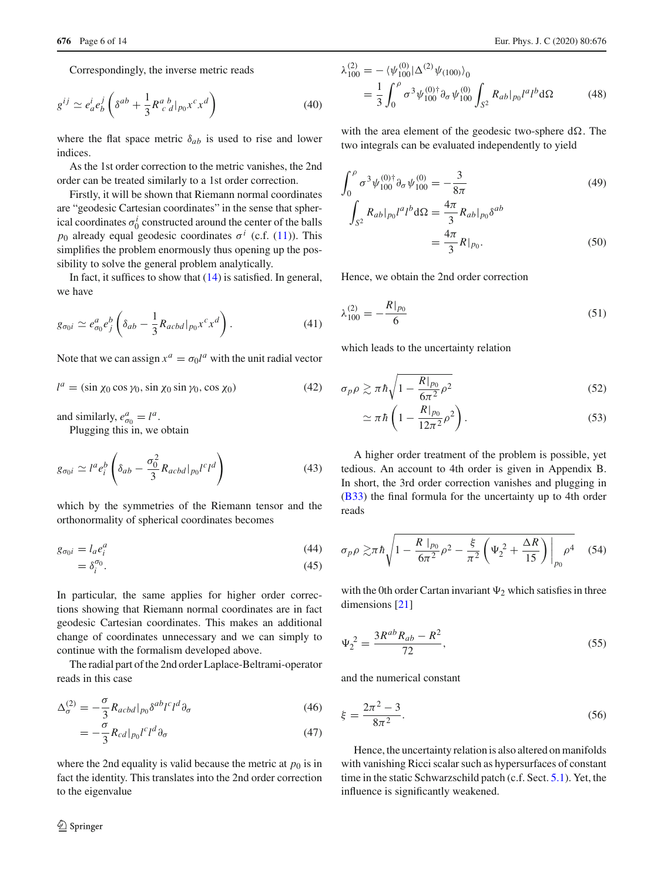Correspondingly, the inverse metric reads

$$g^{ij} \simeq e_a^i e_b^j \left( \delta^{ab} + \frac{1}{3} R^{a\ b}_{\ c\ d}|_{p_0} x^c x^d \right) \tag{40}$$

where the flat space metric $\delta_{ab}$ is used to rise and lower indices.

As the 1st order correction to the metric vanishes, the 2nd order can be treated similarly to a 1st order correction.

Firstly, it will be shown that Riemann normal coordinates are "geodesic Cartesian coordinates" in the sense that spherical coordinates $\sigma_0^i$ constructed around the center of the balls $p_0$ already equal geodesic coordinates $\sigma^i$ (c.f. (11)). This simplifies the problem enormously thus opening up the possibility to solve the general problem analytically.

In fact, it suffices to show that (14) is satisfied. In general, we have

$$g_{\sigma_0 i} \simeq e^a_{\sigma_0} e^b_j \left( \delta_{ab} - \frac{1}{3} R_{acbd}|_{p_0} x^c x^d \right). \tag{41}$$

Note that we can assign $x^a = \sigma_0 l^a$ with the unit radial vector

$$l^a = (\sin\chi_0 \cos\gamma_0, \sin\chi_0 \sin\gamma_0, \cos\chi_0) \tag{42}$$

and similarly, $e^a_{\sigma_0} = l^a$.

Plugging this in, we obtain

$$g_{\sigma_0 i} \simeq l^a e^b_i \left( \delta_{ab} - \frac{\sigma_0^2}{3} R_{acbd}|_{p_0} l^c l^d \right) \tag{43}$$

which by the symmetries of the Riemann tensor and the orthonormality of spherical coordinates becomes

$$g_{\sigma_0 i} = l_a e^a_i \tag{44}$$

$$= \delta_i^{\sigma_0}. \tag{45}$$

In particular, the same applies for higher order corrections showing that Riemann normal coordinates are in fact geodesic Cartesian coordinates. This makes an additional change of coordinates unnecessary and we can simply to continue with the formalism developed above.

The radial part of the 2nd order Laplace-Beltrami-operator reads in this case

$$\Delta_\sigma^{(2)} = -\frac{\sigma}{3} R_{acbd}|_{p_0} \delta^{ab} l^c l^d \partial_\sigma \tag{46}$$

$$= -\frac{\sigma}{3} R_{cd}|_{p_0} l^c l^d \partial_\sigma \tag{47}$$

where the 2nd equality is valid because the metric at $p_0$ is in fact the identity. This translates into the 2nd order correction to the eigenvalue

$$\lambda_{100}^{(2)} = -\langle \psi_{100}^{(0)} | \Delta^{(2)} \psi_{(100)} \rangle_0$$
$$= \frac{1}{3} \int_0^\rho \sigma^3 \psi_{100}^{(0)\dagger} \partial_\sigma \psi_{100}^{(0)} \int_{S^2} R_{ab}|_{p_0} l^a l^b \mathrm{d}\Omega \tag{48}$$

with the area element of the geodesic two-sphere $\mathrm{d}\Omega$. The two integrals can be evaluated independently to yield

$$\int_0^\rho \sigma^3 \psi_{100}^{(0)\dagger} \partial_\sigma \psi_{100}^{(0)} = -\frac{3}{8\pi} \tag{49}$$

$$\int_{S^2} R_{ab}|_{p_0} l^a l^b \mathrm{d}\Omega = \frac{4\pi}{3} R_{ab}|_{p_0} \delta^{ab}$$
$$= \frac{4\pi}{3} R|_{p_0}. \tag{50}$$

Hence, we obtain the 2nd order correction

$$\lambda_{100}^{(2)} = -\frac{R|_{p_0}}{6} \tag{51}$$

which leads to the uncertainty relation

$$\sigma_p \rho \gtrsim \pi\hbar \sqrt{1 - \frac{R|_{p_0}}{6\pi^2} \rho^2} \tag{52}$$

$$\simeq \pi\hbar \left( 1 - \frac{R|_{p_0}}{12\pi^2} \rho^2 \right). \tag{53}$$

A higher order treatment of the problem is possible, yet tedious. An account to 4th order is given in Appendix B. In short, the 3rd order correction vanishes and plugging in (B33) the final formula for the uncertainty up to 4th order reads

$$\sigma_p \rho \gtrsim \pi\hbar \sqrt{1 - \frac{R\,|_{p_0}}{6\pi^2} \rho^2 - \frac{\xi}{\pi^2} \left( \Psi_2^2 + \frac{\Delta R}{15} \right) \Bigg|_{p_0} \rho^4} \tag{54}$$

with the 0th order Cartan invariant $\Psi_2$ which satisfies in three dimensions [21]

$$\Psi_2^2 = \frac{3R^{ab}R_{ab} - R^2}{72}, \tag{55}$$

and the numerical constant

$$\xi = \frac{2\pi^2 - 3}{8\pi^2}. \tag{56}$$

Hence, the uncertainty relation is also altered on manifolds with vanishing Ricci scalar such as hypersurfaces of constant time in the static Schwarzschild patch (c.f. Sect. 5.1). Yet, the influence is significantly weakened.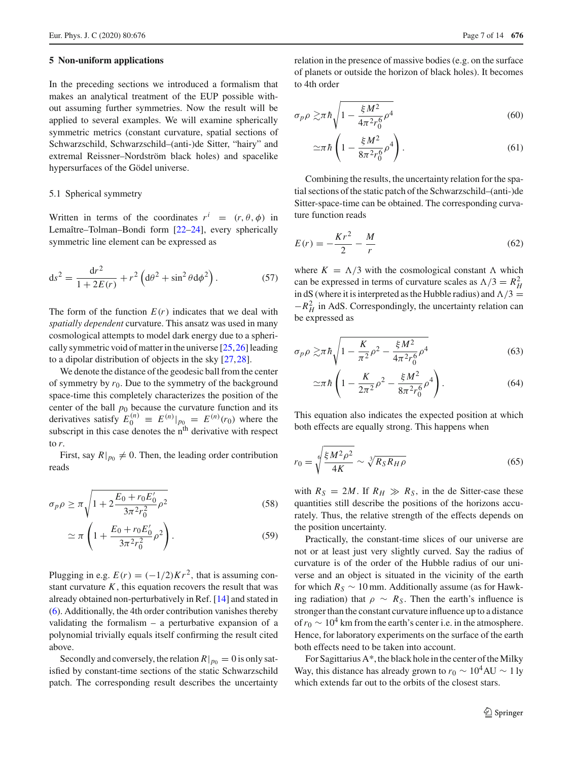## 5 Non-uniform applications

In the preceding sections we introduced a formalism that makes an analytical treatment of the EUP possible without assuming further symmetries. Now the result will be applied to several examples. We will examine spherically symmetric metrics (constant curvature, spatial sections of Schwarzschild, Schwarzschild–(anti-)de Sitter, "hairy" and extremal Reissner–Nordström black holes) and spacelike hypersurfaces of the Gödel universe.

### 5.1 Spherical symmetry

Written in terms of the coordinates $r^i = (r, \theta, \phi)$ in Lemaître–Tolman–Bondi form [22–24], every spherically symmetric line element can be expressed as

$$\mathrm{d}s^2 = \frac{\mathrm{d}r^2}{1+2E(r)} + r^2\left(\mathrm{d}\theta^2 + \sin^2\theta \mathrm{d}\phi^2\right). \tag{57}$$

The form of the function $E(r)$ indicates that we deal with *spatially dependent* curvature. This ansatz was used in many cosmological attempts to model dark energy due to a spherically symmetric void of matter in the universe [25,26] leading to a dipolar distribution of objects in the sky [27,28].

We denote the distance of the geodesic ball from the center of symmetry by $r_0$. Due to the symmetry of the background space-time this completely characterizes the position of the center of the ball $p_0$ because the curvature function and its derivatives satisfy $E_0^{(n)} \equiv E^{(n)}|_{p_0} = E^{(n)}(r_0)$ where the subscript in this case denotes the n$^{\text{th}}$ derivative with respect to $r$.

First, say $R|_{p_0} \neq 0$. Then, the leading order contribution reads

$$\sigma_p \rho \geq \pi \sqrt{1 + 2\frac{E_0 + r_0 E_0'}{3\pi^2 r_0^2}\rho^2} \tag{58}$$

$$\simeq \pi\left(1 + \frac{E_0 + r_0 E_0'}{3\pi^2 r_0^2}\rho^2\right). \tag{59}$$

Plugging in e.g. $E(r) = (-1/2)Kr^2$, that is assuming constant curvature $K$, this equation recovers the result that was already obtained non-perturbatively in Ref. [14] and stated in (6). Additionally, the 4th order contribution vanishes thereby validating the formalism – a perturbative expansion of a polynomial trivially equals itself confirming the result cited above.

Secondly and conversely, the relation $R|_{p_0} = 0$ is only satisfied by constant-time sections of the static Schwarzschild patch. The corresponding result describes the uncertainty relation in the presence of massive bodies (e.g. on the surface of planets or outside the horizon of black holes). It becomes to 4th order

$$\sigma_p \rho \gtrsim \pi\hbar\sqrt{1 - \frac{\xi M^2}{4\pi^2 r_0^6}\rho^4} \tag{60}$$

$$\simeq \pi\hbar\left(1 - \frac{\xi M^2}{8\pi^2 r_0^6}\rho^4\right). \tag{61}$$

Combining the results, the uncertainty relation for the spatial sections of the static patch of the Schwarzschild–(anti-)de Sitter-space-time can be obtained. The corresponding curvature function reads

$$E(r) = -\frac{Kr^2}{2} - \frac{M}{r} \tag{62}$$

where $K = \Lambda/3$ with the cosmological constant $\Lambda$ which can be expressed in terms of curvature scales as $\Lambda/3 = R_H^2$ in dS (where it is interpreted as the Hubble radius) and $\Lambda/3 = -R_H^2$ in AdS. Correspondingly, the uncertainty relation can be expressed as

$$\sigma_p \rho \gtrsim \pi\hbar\sqrt{1 - \frac{K}{\pi^2}\rho^2 - \frac{\xi M^2}{4\pi^2 r_0^6}\rho^4} \tag{63}$$

$$\simeq \pi\hbar\left(1 - \frac{K}{2\pi^2}\rho^2 - \frac{\xi M^2}{8\pi^2 r_0^6}\rho^4\right). \tag{64}$$

This equation also indicates the expected position at which both effects are equally strong. This happens when

$$r_0 = \sqrt[6]{\frac{\xi M^2 \rho^2}{4K}} \sim \sqrt[3]{R_S R_H \rho} \tag{65}$$

with $R_S = 2M$. If $R_H \gg R_S$, in the de Sitter-case these quantities still describe the positions of the horizons accurately. Thus, the relative strength of the effects depends on the position uncertainty.

Practically, the constant-time slices of our universe are not or at least just very slightly curved. Say the radius of curvature is of the order of the Hubble radius of our universe and an object is situated in the vicinity of the earth for which $R_S \sim 10$ mm. Additionally assume (as for Hawking radiation) that $\rho \sim R_S$. Then the earth's influence is stronger than the constant curvature influence up to a distance of $r_0 \sim 10^4$ km from the earth's center i.e. in the atmosphere. Hence, for laboratory experiments on the surface of the earth both effects need to be taken into account.

For Sagittarius A*, the black hole in the center of the Milky Way, this distance has already grown to $r_0 \sim 10^4$AU $\sim 1$ ly which extends far out to the orbits of the closest stars.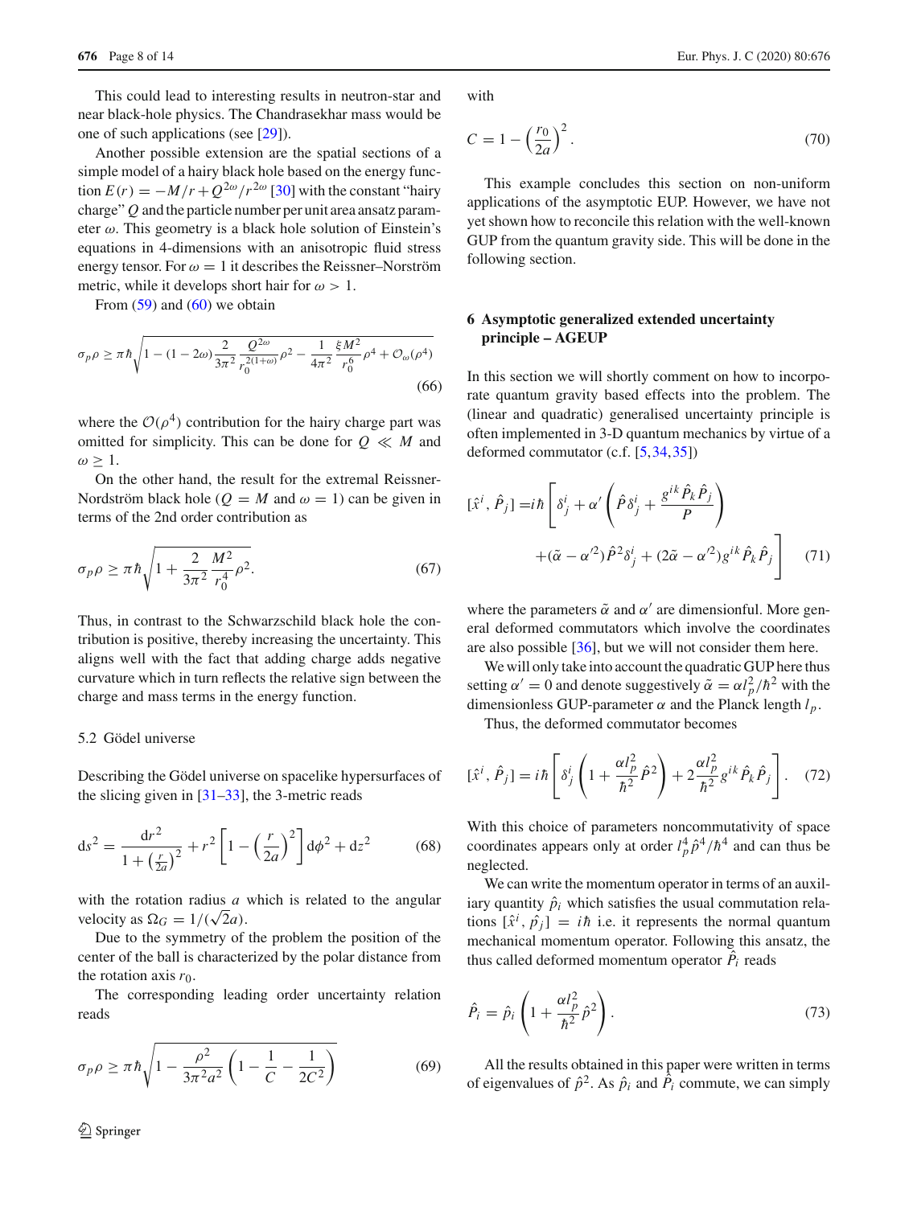This could lead to interesting results in neutron-star and near black-hole physics. The Chandrasekhar mass would be one of such applications (see [29]).

Another possible extension are the spatial sections of a simple model of a hairy black hole based on the energy function $E(r) = -M/r + Q^{2\omega}/r^{2\omega}$ [30] with the constant "hairy charge" $Q$ and the particle number per unit area ansatz parameter $\omega$. This geometry is a black hole solution of Einstein's equations in 4-dimensions with an anisotropic fluid stress energy tensor. For $\omega = 1$ it describes the Reissner–Norström metric, while it develops short hair for $\omega > 1$.

From (59) and (60) we obtain

$$\sigma_p \rho \geq \pi\hbar\sqrt{1 - (1-2\omega)\frac{2}{3\pi^2}\frac{Q^{2\omega}}{r_0^{2(1+\omega)}}\rho^2 - \frac{1}{4\pi^2}\frac{\xi M^2}{r_0^6}\rho^4 + \mathcal{O}_\omega(\rho^4)} \tag{66}$$

where the $\mathcal{O}(\rho^4)$ contribution for the hairy charge part was omitted for simplicity. This can be done for $Q \ll M$ and $\omega \geq 1$.

On the other hand, the result for the extremal Reissner-Nordström black hole ($Q = M$ and $\omega = 1$) can be given in terms of the 2nd order contribution as

$$\sigma_p \rho \geq \pi\hbar\sqrt{1 + \frac{2}{3\pi^2}\frac{M^2}{r_0^4}\rho^2}. \tag{67}$$

Thus, in contrast to the Schwarzschild black hole the contribution is positive, thereby increasing the uncertainty. This aligns well with the fact that adding charge adds negative curvature which in turn reflects the relative sign between the charge and mass terms in the energy function.

### 5.2 Gödel universe

Describing the Gödel universe on spacelike hypersurfaces of the slicing given in [31–33], the 3-metric reads

$$\mathrm{d}s^2 = \frac{\mathrm{d}r^2}{1 + \left(\frac{r}{2a}\right)^2} + r^2\left[1 - \left(\frac{r}{2a}\right)^2\right]\mathrm{d}\phi^2 + \mathrm{d}z^2 \tag{68}$$

with the rotation radius $a$ which is related to the angular velocity as $\Omega_G = 1/(\sqrt{2}a)$.

Due to the symmetry of the problem the position of the center of the ball is characterized by the polar distance from the rotation axis $r_0$.

The corresponding leading order uncertainty relation reads

$$\sigma_p \rho \geq \pi\hbar\sqrt{1 - \frac{\rho^2}{3\pi^2 a^2}\left(1 - \frac{1}{C} - \frac{1}{2C^2}\right)} \tag{69}$$

with

$$C = 1 - \left(\frac{r_0}{2a}\right)^2. \tag{70}$$

This example concludes this section on non-uniform applications of the asymptotic EUP. However, we have not yet shown how to reconcile this relation with the well-known GUP from the quantum gravity side. This will be done in the following section.

## 6 Asymptotic generalized extended uncertainty principle – AGEUP

In this section we will shortly comment on how to incorporate quantum gravity based effects into the problem. The (linear and quadratic) generalised uncertainty principle is often implemented in 3-D quantum mechanics by virtue of a deformed commutator (c.f. [5,34,35])

$$\begin{aligned}[\hat{x}^i, \hat{P}_j] =& i\hbar\left[\delta^i_j + \alpha'\left(\hat{P}\delta^i_j + \frac{g^{ik}\hat{P}_k\hat{P}_j}{P}\right)\right. \\ &\left. + (\tilde{\alpha} - \alpha'^2)\hat{P}^2\delta^i_j + (2\tilde{\alpha} - \alpha'^2)g^{ik}\hat{P}_k\hat{P}_j\right]\end{aligned} \tag{71}$$

where the parameters $\tilde{\alpha}$ and $\alpha'$ are dimensionful. More general deformed commutators which involve the coordinates are also possible [36], but we will not consider them here.

We will only take into account the quadratic GUP here thus setting $\alpha' = 0$ and denote suggestively $\tilde{\alpha} = \alpha l_p^2/\hbar^2$ with the dimensionless GUP-parameter $\alpha$ and the Planck length $l_p$.

Thus, the deformed commutator becomes

$$[\hat{x}^i, \hat{P}_j] = i\hbar\left[\delta^i_j\left(1 + \frac{\alpha l_p^2}{\hbar^2}\hat{P}^2\right) + 2\frac{\alpha l_p^2}{\hbar^2}g^{ik}\hat{P}_k\hat{P}_j\right]. \tag{72}$$

With this choice of parameters noncommutativity of space coordinates appears only at order $l_p^4\hat{p}^4/\hbar^4$ and can thus be neglected.

We can write the momentum operator in terms of an auxiliary quantity $\hat{p}_i$ which satisfies the usual commutation relations $[\hat{x}^i, \hat{p}_j] = i\hbar$ i.e. it represents the normal quantum mechanical momentum operator. Following this ansatz, the thus called deformed momentum operator $\hat{P}_i$ reads

$$\hat{P}_i = \hat{p}_i\left(1 + \frac{\alpha l_p^2}{\hbar^2}\hat{p}^2\right). \tag{73}$$

All the results obtained in this paper were written in terms of eigenvalues of $\hat{p}^2$. As $\hat{p}_i$ and $\hat{P}_i$ commute, we can simply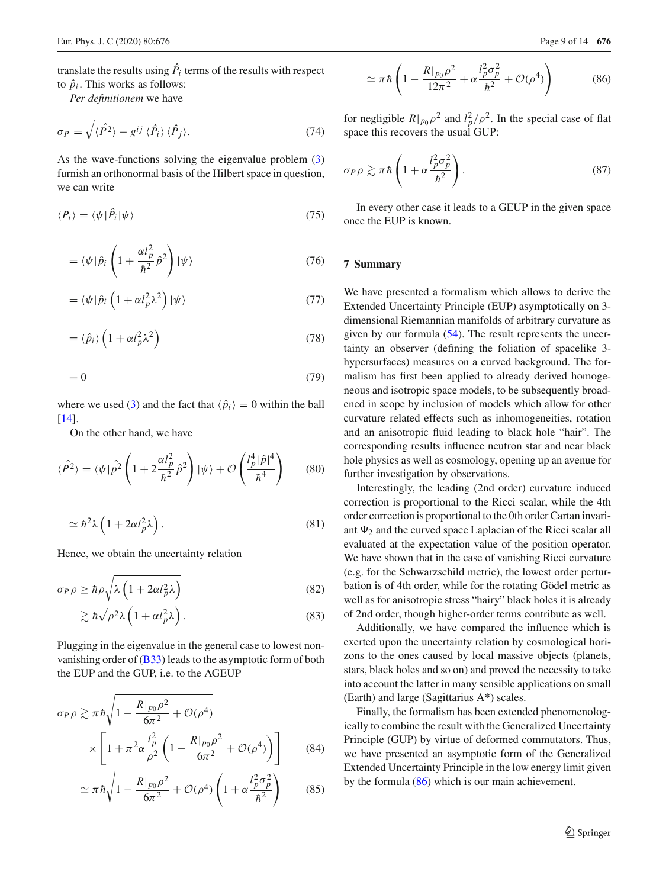translate the results using $\hat{P}_i$ terms of the results with respect to $\hat{p}_i$. This works as follows:

*Per definitionem* we have

$$\sigma_P = \sqrt{\langle \hat{P}^2 \rangle - g^{ij} \langle \hat{P}_i \rangle \langle \hat{P}_j \rangle}. \tag{74}$$

As the wave-functions solving the eigenvalue problem (3) furnish an orthonormal basis of the Hilbert space in question, we can write

$$\langle P_i \rangle = \langle \psi | \hat{P}_i | \psi \rangle \tag{75}$$

$$= \langle \psi | \hat{p}_i \left( 1 + \frac{\alpha l_p^2}{\hbar^2} \hat{p}^2 \right) | \psi \rangle \tag{76}$$

$$= \langle \psi | \hat{p}_i \left( 1 + \alpha l_p^2 \lambda^2 \right) | \psi \rangle \tag{77}$$

$$= \langle \hat{p}_i \rangle \left( 1 + \alpha l_p^2 \lambda^2 \right) \tag{78}$$

$$= 0 \tag{79}$$

where we used (3) and the fact that $\langle \hat{p}_i \rangle = 0$ within the ball [14].

On the other hand, we have

$$\langle \hat{P^2} \rangle = \langle \psi | \hat{p^2} \left( 1 + 2 \frac{\alpha l_p^2}{\hbar^2} \hat{p}^2 \right) | \psi \rangle + \mathcal{O}\left( \frac{l_p^4 |\hat{p}|^4}{\hbar^4} \right) \tag{80}$$

$$\simeq \hbar^2 \lambda \left( 1 + 2\alpha l_p^2 \lambda \right). \tag{81}$$

Hence, we obtain the uncertainty relation

$$\sigma_P \rho \geq \hbar \rho \sqrt{\lambda \left( 1 + 2\alpha l_p^2 \lambda \right)} \tag{82}$$

$$\gtrsim \hbar \sqrt{\rho^2 \lambda} \left( 1 + \alpha l_p^2 \lambda \right). \tag{83}$$

Plugging in the eigenvalue in the general case to lowest non-vanishing order of (B33) leads to the asymptotic form of both the EUP and the GUP, i.e. to the AGEUP

$$\sigma_P \rho \gtrsim \pi \hbar \sqrt{1 - \frac{R|_{p_0} \rho^2}{6\pi^2} + \mathcal{O}(\rho^4)} \times \left[ 1 + \pi^2 \alpha \frac{l_p^2}{\rho^2} \left( 1 - \frac{R|_{p_0} \rho^2}{6\pi^2} + \mathcal{O}(\rho^4) \right) \right] \tag{84}$$

$$\simeq \pi \hbar \sqrt{1 - \frac{R|_{p_0} \rho^2}{6\pi^2} + \mathcal{O}(\rho^4)} \left( 1 + \alpha \frac{l_p^2 \sigma_p^2}{\hbar^2} \right) \tag{85}$$

$$\simeq \pi \hbar \left( 1 - \frac{R|_{p_0} \rho^2}{12\pi^2} + \alpha \frac{l_p^2 \sigma_p^2}{\hbar^2} + \mathcal{O}(\rho^4) \right) \tag{86}$$

for negligible $R|_{p_0} \rho^2$ and $l_p^2/\rho^2$. In the special case of flat space this recovers the usual GUP:

$$\sigma_P \rho \gtrsim \pi \hbar \left( 1 + \alpha \frac{l_p^2 \sigma_p^2}{\hbar^2} \right). \tag{87}$$

In every other case it leads to a GEUP in the given space once the EUP is known.

## 7 Summary

We have presented a formalism which allows to derive the Extended Uncertainty Principle (EUP) asymptotically on 3-dimensional Riemannian manifolds of arbitrary curvature as given by our formula (54). The result represents the uncertainty an observer (defining the foliation of spacelike 3-hypersurfaces) measures on a curved background. The formalism has first been applied to already derived homogeneous and isotropic space models, to be subsequently broadened in scope by inclusion of models which allow for other curvature related effects such as inhomogeneities, rotation and an anisotropic fluid leading to black hole "hair". The corresponding results influence neutron star and near black hole physics as well as cosmology, opening up an avenue for further investigation by observations.

Interestingly, the leading (2nd order) curvature induced correction is proportional to the Ricci scalar, while the 4th order correction is proportional to the 0th order Cartan invariant $\Psi_2$ and the curved space Laplacian of the Ricci scalar all evaluated at the expectation value of the position operator. We have shown that in the case of vanishing Ricci curvature (e.g. for the Schwarzschild metric), the lowest order perturbation is of 4th order, while for the rotating Gödel metric as well as for anisotropic stress "hairy" black holes it is already of 2nd order, though higher-order terms contribute as well.

Additionally, we have compared the influence which is exerted upon the uncertainty relation by cosmological horizons to the ones caused by local massive objects (planets, stars, black holes and so on) and proved the necessity to take into account the latter in many sensible applications on small (Earth) and large (Sagittarius A*) scales.

Finally, the formalism has been extended phenomenologically to combine the result with the Generalized Uncertainty Principle (GUP) by virtue of deformed commutators. Thus, we have presented an asymptotic form of the Generalized Extended Uncertainty Principle in the low energy limit given by the formula (86) which is our main achievement.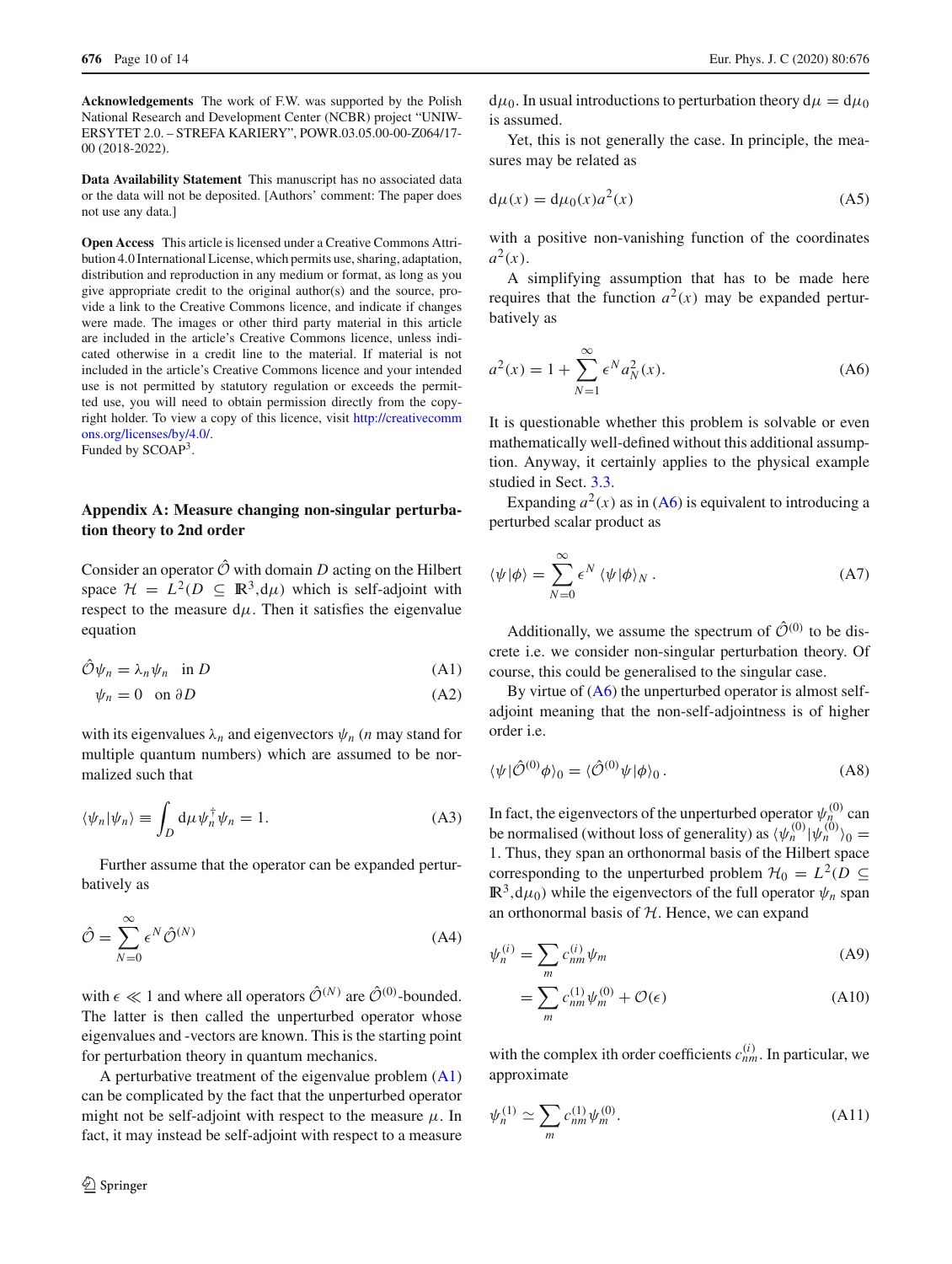**Acknowledgements** The work of F.W. was supported by the Polish National Research and Development Center (NCBR) project "UNIWERSYTET 2.0. – STREFA KARIERY", POWR.03.05.00-00-Z064/17-00 (2018-2022).

**Data Availability Statement** This manuscript has no associated data or the data will not be deposited. [Authors' comment: The paper does not use any data.]

**Open Access** This article is licensed under a Creative Commons Attribution 4.0 International License, which permits use, sharing, adaptation, distribution and reproduction in any medium or format, as long as you give appropriate credit to the original author(s) and the source, provide a link to the Creative Commons licence, and indicate if changes were made. The images or other third party material in this article are included in the article's Creative Commons licence, unless indicated otherwise in a credit line to the material. If material is not included in the article's Creative Commons licence and your intended use is not permitted by statutory regulation or exceeds the permitted use, you will need to obtain permission directly from the copyright holder. To view a copy of this licence, visit http://creativecommons.org/licenses/by/4.0/.
Funded by SCOAP[3].

## Appendix A: Measure changing non-singular perturbation theory to 2nd order

Consider an operator $\hat{\mathcal{O}}$ with domain $D$ acting on the Hilbert space $\mathcal{H} = L^2(D \subseteq \mathbb{R}^3, d\mu)$ which is self-adjoint with respect to the measure $d\mu$. Then it satisfies the eigenvalue equation

$$\hat{\mathcal{O}}\psi_n = \lambda_n \psi_n \quad \text{in } D \tag{A1}$$

$$\psi_n = 0 \quad \text{on } \partial D \tag{A2}$$

with its eigenvalues $\lambda_n$ and eigenvectors $\psi_n$ ($n$ may stand for multiple quantum numbers) which are assumed to be normalized such that

$$\langle \psi_n | \psi_n \rangle \equiv \int_D d\mu \, \psi_n^\dagger \psi_n = 1. \tag{A3}$$

Further assume that the operator can be expanded perturbatively as

$$\hat{\mathcal{O}} = \sum_{N=0}^{\infty} \epsilon^N \hat{\mathcal{O}}^{(N)} \tag{A4}$$

with $\epsilon \ll 1$ and where all operators $\hat{\mathcal{O}}^{(N)}$ are $\hat{\mathcal{O}}^{(0)}$-bounded. The latter is then called the unperturbed operator whose eigenvalues and -vectors are known. This is the starting point for perturbation theory in quantum mechanics.

A perturbative treatment of the eigenvalue problem (A1) can be complicated by the fact that the unperturbed operator might not be self-adjoint with respect to the measure $\mu$. In fact, it may instead be self-adjoint with respect to a measure $d\mu_0$. In usual introductions to perturbation theory $d\mu = d\mu_0$ is assumed.

Yet, this is not generally the case. In principle, the measures may be related as

$$d\mu(x) = d\mu_0(x) a^2(x) \tag{A5}$$

with a positive non-vanishing function of the coordinates $a^2(x)$.

A simplifying assumption that has to be made here requires that the function $a^2(x)$ may be expanded perturbatively as

$$a^2(x) = 1 + \sum_{N=1}^{\infty} \epsilon^N a_N^2(x). \tag{A6}$$

It is questionable whether this problem is solvable or even mathematically well-defined without this additional assumption. Anyway, it certainly applies to the physical example studied in Sect. 3.3.

Expanding $a^2(x)$ as in (A6) is equivalent to introducing a perturbed scalar product as

$$\langle \psi | \phi \rangle = \sum_{N=0}^{\infty} \epsilon^N \langle \psi | \phi \rangle_N . \tag{A7}$$

Additionally, we assume the spectrum of $\hat{\mathcal{O}}^{(0)}$ to be discrete i.e. we consider non-singular perturbation theory. Of course, this could be generalised to the singular case.

By virtue of (A6) the unperturbed operator is almost self-adjoint meaning that the non-self-adjointness is of higher order i.e.

$$\langle \psi | \hat{\mathcal{O}}^{(0)} \phi \rangle_0 = \langle \hat{\mathcal{O}}^{(0)} \psi | \phi \rangle_0 . \tag{A8}$$

In fact, the eigenvectors of the unperturbed operator $\psi_n^{(0)}$ can be normalised (without loss of generality) as $\langle \psi_n^{(0)} | \psi_n^{(0)} \rangle_0 = 1$. Thus, they span an orthonormal basis of the Hilbert space corresponding to the unperturbed problem $\mathcal{H}_0 = L^2(D \subseteq \mathbb{R}^3, d\mu_0)$ while the eigenvectors of the full operator $\psi_n$ span an orthonormal basis of $\mathcal{H}$. Hence, we can expand

$$\psi_n^{(i)} = \sum_m c_{nm}^{(i)} \psi_m \tag{A9}$$

$$= \sum_m c_{nm}^{(1)} \psi_m^{(0)} + \mathcal{O}(\epsilon) \tag{A10}$$

with the complex ith order coefficients $c_{nm}^{(i)}$. In particular, we approximate

$$\psi_n^{(1)} \simeq \sum_m c_{nm}^{(1)} \psi_m^{(0)}. \tag{A11}$$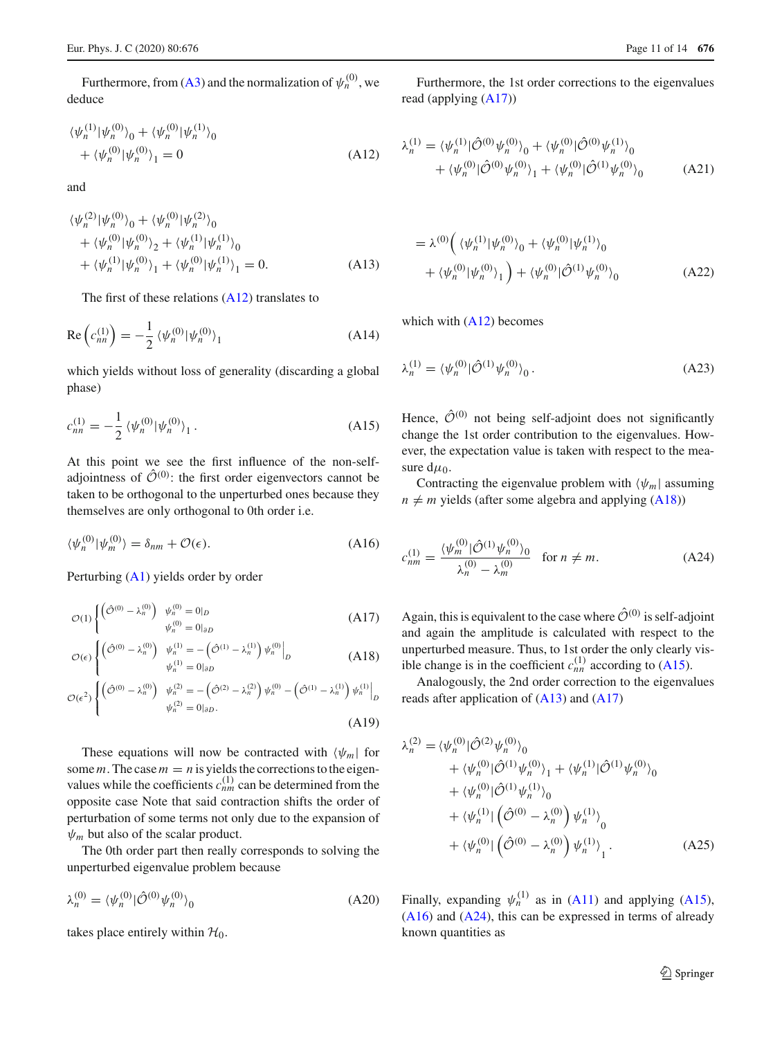Furthermore, from (A3) and the normalization of $\psi_n^{(0)}$, we deduce

$$\langle\psi_n^{(1)}|\psi_n^{(0)}\rangle_0 + \langle\psi_n^{(0)}|\psi_n^{(1)}\rangle_0 + \langle\psi_n^{(0)}|\psi_n^{(0)}\rangle_1 = 0 \tag{A12}$$

and

$$\langle\psi_n^{(2)}|\psi_n^{(0)}\rangle_0 + \langle\psi_n^{(0)}|\psi_n^{(2)}\rangle_0 + \langle\psi_n^{(0)}|\psi_n^{(0)}\rangle_2 + \langle\psi_n^{(1)}|\psi_n^{(1)}\rangle_0 + \langle\psi_n^{(1)}|\psi_n^{(0)}\rangle_1 + \langle\psi_n^{(0)}|\psi_n^{(1)}\rangle_1 = 0. \tag{A13}$$

The first of these relations (A12) translates to

$$\mathrm{Re}\left(c_{nn}^{(1)}\right) = -\frac{1}{2}\langle\psi_n^{(0)}|\psi_n^{(0)}\rangle_1 \tag{A14}$$

which yields without loss of generality (discarding a global phase)

$$c_{nn}^{(1)} = -\frac{1}{2}\langle\psi_n^{(0)}|\psi_n^{(0)}\rangle_1 . \tag{A15}$$

At this point we see the first influence of the non-self-adjointness of $\hat{\mathcal{O}}^{(0)}$: the first order eigenvectors cannot be taken to be orthogonal to the unperturbed ones because they themselves are only orthogonal to 0th order i.e.

$$\langle\psi_n^{(0)}|\psi_m^{(0)}\rangle = \delta_{nm} + \mathcal{O}(\epsilon). \tag{A16}$$

Perturbing (A1) yields order by order

$$\mathcal{O}(1)\begin{cases}\left(\hat{\mathcal{O}}^{(0)} - \lambda_n^{(0)}\right) & \psi_n^{(0)} = 0|_D \\ & \psi_n^{(0)} = 0|_{\partial D}\end{cases} \tag{A17}$$

$$\mathcal{O}(\epsilon)\begin{cases}\left(\hat{\mathcal{O}}^{(0)} - \lambda_n^{(0)}\right) & \psi_n^{(1)} = -\left(\hat{\mathcal{O}}^{(1)} - \lambda_n^{(1)}\right)\psi_n^{(0)}\Big|_D \\ & \psi_n^{(1)} = 0|_{\partial D}\end{cases} \tag{A18}$$

$$\mathcal{O}(\epsilon^2)\begin{cases}\left(\hat{\mathcal{O}}^{(0)} - \lambda_n^{(0)}\right) & \psi_n^{(2)} = -\left(\hat{\mathcal{O}}^{(2)} - \lambda_n^{(2)}\right)\psi_n^{(0)} - \left(\hat{\mathcal{O}}^{(1)} - \lambda_n^{(1)}\right)\psi_n^{(1)}\Big|_D \\ & \psi_n^{(2)} = 0|_{\partial D}.\end{cases} \tag{A19}$$

These equations will now be contracted with $\langle\psi_m|$ for some $m$. The case $m = n$ is yields the corrections to the eigenvalues while the coefficients $c_{nm}^{(1)}$ can be determined from the opposite case Note that said contraction shifts the order of perturbation of some terms not only due to the expansion of $\psi_m$ but also of the scalar product.

The 0th order part then really corresponds to solving the unperturbed eigenvalue problem because

$$\lambda_n^{(0)} = \langle\psi_n^{(0)}|\hat{\mathcal{O}}^{(0)}\psi_n^{(0)}\rangle_0 \tag{A20}$$

takes place entirely within $\mathcal{H}_0$.

Furthermore, the 1st order corrections to the eigenvalues read (applying (A17))

$$\lambda_n^{(1)} = \langle\psi_n^{(1)}|\hat{\mathcal{O}}^{(0)}\psi_n^{(0)}\rangle_0 + \langle\psi_n^{(0)}|\hat{\mathcal{O}}^{(0)}\psi_n^{(1)}\rangle_0 + \langle\psi_n^{(0)}|\hat{\mathcal{O}}^{(0)}\psi_n^{(0)}\rangle_1 + \langle\psi_n^{(0)}|\hat{\mathcal{O}}^{(1)}\psi_n^{(0)}\rangle_0 \tag{A21}$$

$$= \lambda^{(0)}\Big(\langle\psi_n^{(1)}|\psi_n^{(0)}\rangle_0 + \langle\psi_n^{(0)}|\psi_n^{(1)}\rangle_0 + \langle\psi_n^{(0)}|\psi_n^{(0)}\rangle_1\Big) + \langle\psi_n^{(0)}|\hat{\mathcal{O}}^{(1)}\psi_n^{(0)}\rangle_0 \tag{A22}$$

which with (A12) becomes

$$\lambda_n^{(1)} = \langle\psi_n^{(0)}|\hat{\mathcal{O}}^{(1)}\psi_n^{(0)}\rangle_0 . \tag{A23}$$

Hence, $\hat{\mathcal{O}}^{(0)}$ not being self-adjoint does not significantly change the 1st order contribution to the eigenvalues. However, the expectation value is taken with respect to the measure $\mathrm{d}\mu_0$.

Contracting the eigenvalue problem with $\langle\psi_m|$ assuming $n \neq m$ yields (after some algebra and applying (A18))

$$c_{nm}^{(1)} = \frac{\langle\psi_m^{(0)}|\hat{\mathcal{O}}^{(1)}\psi_n^{(0)}\rangle_0}{\lambda_n^{(0)} - \lambda_m^{(0)}} \quad \text{for } n \neq m. \tag{A24}$$

Again, this is equivalent to the case where $\hat{\mathcal{O}}^{(0)}$ is self-adjoint and again the amplitude is calculated with respect to the unperturbed measure. Thus, to 1st order the only clearly visible change is in the coefficient $c_{nn}^{(1)}$ according to (A15).

Analogously, the 2nd order correction to the eigenvalues reads after application of (A13) and (A17)

$$\begin{aligned}\lambda_n^{(2)} = &\langle\psi_n^{(0)}|\hat{\mathcal{O}}^{(2)}\psi_n^{(0)}\rangle_0 \\ &+ \langle\psi_n^{(0)}|\hat{\mathcal{O}}^{(1)}\psi_n^{(0)}\rangle_1 + \langle\psi_n^{(1)}|\hat{\mathcal{O}}^{(1)}\psi_n^{(0)}\rangle_0 \\ &+ \langle\psi_n^{(0)}|\hat{\mathcal{O}}^{(1)}\psi_n^{(1)}\rangle_0 \\ &+ \langle\psi_n^{(1)}|\left(\hat{\mathcal{O}}^{(0)} - \lambda_n^{(0)}\right)\psi_n^{(1)}\rangle_0 \\ &+ \langle\psi_n^{(0)}|\left(\hat{\mathcal{O}}^{(0)} - \lambda_n^{(0)}\right)\psi_n^{(1)}\rangle_1 .\end{aligned} \tag{A25}$$

Finally, expanding $\psi_n^{(1)}$ as in (A11) and applying (A15), (A16) and (A24), this can be expressed in terms of already known quantities as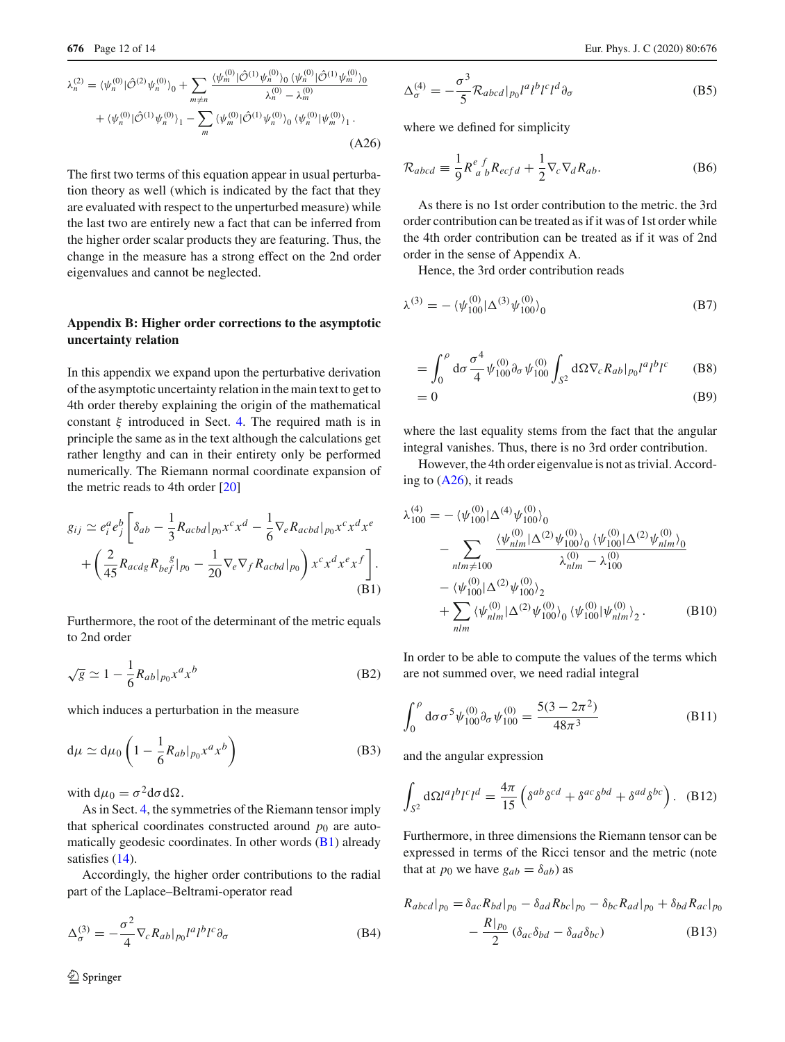$$\lambda_n^{(2)} = \langle\psi_n^{(0)}|\hat{\mathcal{O}}^{(2)}\psi_n^{(0)}\rangle_0 + \sum_{m\neq n}\frac{\langle\psi_m^{(0)}|\hat{\mathcal{O}}^{(1)}\psi_n^{(0)}\rangle_0\,\langle\psi_n^{(0)}|\hat{\mathcal{O}}^{(1)}\psi_m^{(0)}\rangle_0}{\lambda_n^{(0)}-\lambda_m^{(0)}}$$
$$+\langle\psi_n^{(0)}|\hat{\mathcal{O}}^{(1)}\psi_n^{(0)}\rangle_1 - \sum_m \langle\psi_m^{(0)}|\hat{\mathcal{O}}^{(1)}\psi_n^{(0)}\rangle_0\,\langle\psi_n^{(0)}|\psi_m^{(0)}\rangle_1\,. \quad \text{(A26)}$$

The first two terms of this equation appear in usual perturbation theory as well (which is indicated by the fact that they are evaluated with respect to the unperturbed measure) while the last two are entirely new a fact that can be inferred from the higher order scalar products they are featuring. Thus, the change in the measure has a strong effect on the 2nd order eigenvalues and cannot be neglected.

## Appendix B: Higher order corrections to the asymptotic uncertainty relation

In this appendix we expand upon the perturbative derivation of the asymptotic uncertainty relation in the main text to get to 4th order thereby explaining the origin of the mathematical constant $\xi$ introduced in Sect. 4. The required math is in principle the same as in the text although the calculations get rather lengthy and can in their entirety only be performed numerically. The Riemann normal coordinate expansion of the metric reads to 4th order [20]

$$g_{ij} \simeq e_i^a e_j^b\left[\delta_{ab} - \frac{1}{3}R_{acbd}|_{p_0}x^c x^d - \frac{1}{6}\nabla_e R_{acbd}|_{p_0}x^c x^d x^e + \left(\frac{2}{45}R_{acdg}R_{bef}^{\ \ \ \ g}|_{p_0} - \frac{1}{20}\nabla_e\nabla_f R_{acbd}|_{p_0}\right)x^c x^d x^e x^f\right]. \quad \text{(B1)}$$

Furthermore, the root of the determinant of the metric equals to 2nd order

$$\sqrt{g} \simeq 1 - \frac{1}{6}R_{ab}|_{p_0}x^a x^b \quad \text{(B2)}$$

which induces a perturbation in the measure

$$\mathrm{d}\mu \simeq \mathrm{d}\mu_0\left(1 - \frac{1}{6}R_{ab}|_{p_0}x^a x^b\right) \quad \text{(B3)}$$

with $\mathrm{d}\mu_0 = \sigma^2\mathrm{d}\sigma\,\mathrm{d}\Omega$.

As in Sect. 4, the symmetries of the Riemann tensor imply that spherical coordinates constructed around $p_0$ are automatically geodesic coordinates. In other words (B1) already satisfies (14).

Accordingly, the higher order contributions to the radial part of the Laplace–Beltrami-operator read

$$\Delta_\sigma^{(3)} = -\frac{\sigma^2}{4}\nabla_c R_{ab}|_{p_0}l^a l^b l^c\partial_\sigma \quad \text{(B4)}$$

$$\Delta_\sigma^{(4)} = -\frac{\sigma^3}{5}\mathcal{R}_{abcd}|_{p_0}l^a l^b l^c l^d\partial_\sigma \quad \text{(B5)}$$

where we defined for simplicity

$$\mathcal{R}_{abcd} \equiv \frac{1}{9}R^{e\ \ f}_{\ a\ b}R_{ecfd} + \frac{1}{2}\nabla_c\nabla_d R_{ab}. \quad \text{(B6)}$$

As there is no 1st order contribution to the metric. the 3rd order contribution can be treated as if it was of 1st order while the 4th order contribution can be treated as if it was of 2nd order in the sense of Appendix A.

Hence, the 3rd order contribution reads

$$\lambda^{(3)} = -\langle\psi_{100}^{(0)}|\Delta^{(3)}\psi_{100}^{(0)}\rangle_0 \quad \text{(B7)}$$

$$= \int_0^\rho \mathrm{d}\sigma\frac{\sigma^4}{4}\psi_{100}^{(0)}\partial_\sigma\psi_{100}^{(0)}\int_{S^2}\mathrm{d}\Omega\nabla_c R_{ab}|_{p_0}l^a l^b l^c \quad \text{(B8)}$$

$$= 0 \quad \text{(B9)}$$

where the last equality stems from the fact that the angular integral vanishes. Thus, there is no 3rd order contribution.

However, the 4th order eigenvalue is not as trivial. According to (A26), it reads

$$\lambda_{100}^{(4)} = -\langle\psi_{100}^{(0)}|\Delta^{(4)}\psi_{100}^{(0)}\rangle_0 - \sum_{nlm\neq 100}\frac{\langle\psi_{nlm}^{(0)}|\Delta^{(2)}\psi_{100}^{(0)}\rangle_0\,\langle\psi_{100}^{(0)}|\Delta^{(2)}\psi_{nlm}^{(0)}\rangle_0}{\lambda_{nlm}^{(0)}-\lambda_{100}^{(0)}} - \langle\psi_{100}^{(0)}|\Delta^{(2)}\psi_{100}^{(0)}\rangle_2 + \sum_{nlm}\langle\psi_{nlm}^{(0)}|\Delta^{(2)}\psi_{100}^{(0)}\rangle_0\,\langle\psi_{100}^{(0)}|\psi_{nlm}^{(0)}\rangle_2\,. \quad \text{(B10)}$$

In order to be able to compute the values of the terms which are not summed over, we need radial integral

$$\int_0^\rho \mathrm{d}\sigma\,\sigma^5\psi_{100}^{(0)}\partial_\sigma\psi_{100}^{(0)} = \frac{5(3-2\pi^2)}{48\pi^3} \quad \text{(B11)}$$

and the angular expression

$$\int_{S^2}\mathrm{d}\Omega\, l^a l^b l^c l^d = \frac{4\pi}{15}\left(\delta^{ab}\delta^{cd} + \delta^{ac}\delta^{bd} + \delta^{ad}\delta^{bc}\right). \quad \text{(B12)}$$

Furthermore, in three dimensions the Riemann tensor can be expressed in terms of the Ricci tensor and the metric (note that at $p_0$ we have $g_{ab} = \delta_{ab}$) as

$$R_{abcd}|_{p_0} = \delta_{ac}R_{bd}|_{p_0} - \delta_{ad}R_{bc}|_{p_0} - \delta_{bc}R_{ad}|_{p_0} + \delta_{bd}R_{ac}|_{p_0} - \frac{R|_{p_0}}{2}\left(\delta_{ac}\delta_{bd} - \delta_{ad}\delta_{bc}\right) \quad \text{(B13)}$$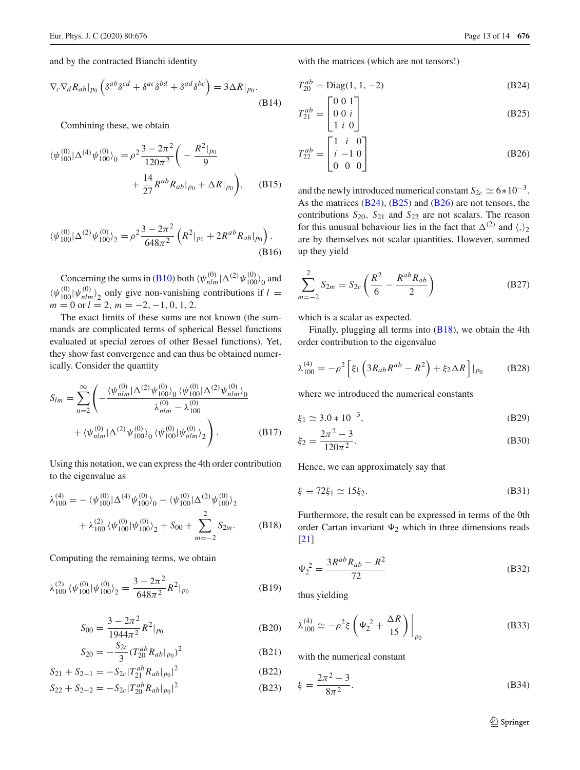and by the contracted Bianchi identity

$$\nabla_c \nabla_d R_{ab}|_{p_0} \left( \delta^{ab}\delta^{cd} + \delta^{ac}\delta^{bd} + \delta^{ad}\delta^{bc} \right) = 3\Delta R|_{p_0}. \tag{B14}$$

Combining these, we obtain

$$\langle \psi^{(0)}_{100} | \Delta^{(4)} \psi^{(0)}_{100} \rangle_0 = \rho^2 \frac{3 - 2\pi^2}{120\pi^2} \left( -\frac{R^2|_{p_0}}{9} + \frac{14}{27} R^{ab} R_{ab}|_{p_0} + \Delta R|_{p_0} \right), \tag{B15}$$

$$\langle \psi^{(0)}_{100} | \Delta^{(2)} \psi^{(0)}_{100} \rangle_2 = \rho^2 \frac{3 - 2\pi^2}{648\pi^2} \left( R^2|_{p_0} + 2R^{ab} R_{ab}|_{p_0} \right). \tag{B16}$$

Concerning the sums in (B10) both $\langle \psi^{(0)}_{nlm} | \Delta^{(2)} \psi^{(0)}_{100} \rangle_0$ and $\langle \psi^{(0)}_{100} | \psi^{(0)}_{nlm} \rangle_2$ only give non-vanishing contributions if $l = m = 0$ or $l = 2$, $m = -2, -1, 0, 1, 2$.

The exact limits of these sums are not known (the summands are complicated terms of spherical Bessel functions evaluated at special zeroes of other Bessel functions). Yet, they show fast convergence and can thus be obtained numerically. Consider the quantity

$$S_{lm} = \sum_{n=2}^{\infty} \left( -\frac{\langle \psi^{(0)}_{nlm} | \Delta^{(2)} \psi^{(0)}_{100} \rangle_0 \langle \psi^{(0)}_{100} | \Delta^{(2)} \psi^{(0)}_{nlm} \rangle_0}{\lambda^{(0)}_{nlm} - \lambda^{(0)}_{100}} + \langle \psi^{(0)}_{nlm} | \Delta^{(2)} \psi^{(0)}_{100} \rangle_0 \langle \psi^{(0)}_{100} | \psi^{(0)}_{nlm} \rangle_2 \right). \tag{B17}$$

Using this notation, we can express the 4th order contribution to the eigenvalue as

$$\lambda^{(4)}_{100} = -\langle \psi^{(0)}_{100} | \Delta^{(4)} \psi^{(0)}_{100} \rangle_0 - \langle \psi^{(0)}_{100} | \Delta^{(2)} \psi^{(0)}_{100} \rangle_2 + \lambda^{(2)}_{100} \langle \psi^{(0)}_{100} | \psi^{(0)}_{100} \rangle_2 + S_{00} + \sum_{m=-2}^{2} S_{2m}. \tag{B18}$$

Computing the remaining terms, we obtain

$$\lambda^{(2)}_{100} \langle \psi^{(0)}_{100} | \psi^{(0)}_{100} \rangle_2 = \frac{3 - 2\pi^2}{648\pi^2} R^2|_{p_0} \tag{B19}$$

$$S_{00} = \frac{3 - 2\pi^2}{1944\pi^2} R^2|_{p_0} \tag{B20}$$

$$S_{20} = -\frac{S_{2c}}{3} (T^{ab}_{20} R_{ab}|_{p_0})^2 \tag{B21}$$

$$S_{21} + S_{2-1} = -S_{2c} |T^{ab}_{21} R_{ab}|_{p_0}|^2 \tag{B22}$$

$$S_{22} + S_{2-2} = -S_{2c} |T^{ab}_{20} R_{ab}|_{p_0}|^2 \tag{B23}$$

with the matrices (which are not tensors!)

$$T^{ab}_{20} = \mathrm{Diag}(1, 1, -2) \tag{B24}$$

$$T^{ab}_{21} = \begin{bmatrix} 0 & 0 & 1 \\ 0 & 0 & i \\ 1 & i & 0 \end{bmatrix} \tag{B25}$$

$$T^{ab}_{22} = \begin{bmatrix} 1 & i & 0 \\ i & -1 & 0 \\ 0 & 0 & 0 \end{bmatrix} \tag{B26}$$

and the newly introduced numerical constant $S_{2c} \simeq 6 * 10^{-3}$. As the matrices (B24), (B25) and (B26) are not tensors, the contributions $S_{20}$, $S_{21}$ and $S_{22}$ are not scalars. The reason for this unusual behaviour lies in the fact that $\Delta^{(2)}$ and $\langle , \rangle_2$ are by themselves not scalar quantities. However, summed up they yield

$$\sum_{m=-2}^{2} S_{2m} = S_{2c} \left( \frac{R^2}{6} - \frac{R^{ab} R_{ab}}{2} \right) \tag{B27}$$

which is a scalar as expected.

Finally, plugging all terms into (B18), we obtain the 4th order contribution to the eigenvalue

$$\lambda^{(4)}_{100} = -\rho^2 \left[ \xi_1 \left( 3R_{ab} R^{ab} - R^2 \right) + \xi_2 \Delta R \right] |_{p_0} \tag{B28}$$

where we introduced the numerical constants

$$\xi_1 \simeq 3.0 * 10^{-3}, \tag{B29}$$

$$\xi_2 = \frac{2\pi^2 - 3}{120\pi^2}. \tag{B30}$$

Hence, we can approximately say that

$$\xi \equiv 72\xi_1 \simeq 15\xi_2. \tag{B31}$$

Furthermore, the result can be expressed in terms of the 0th order Cartan invariant $\Psi_2$ which in three dimensions reads [21]

$$\Psi_2{}^2 = \frac{3R^{ab} R_{ab} - R^2}{72} \tag{B32}$$

thus yielding

$$\lambda^{(4)}_{100} \simeq -\rho^2 \xi \left( \Psi_2{}^2 + \frac{\Delta R}{15} \right) \Bigg|_{p_0} \tag{B33}$$

with the numerical constant

$$\xi = \frac{2\pi^2 - 3}{8\pi^2}. \tag{B34}$$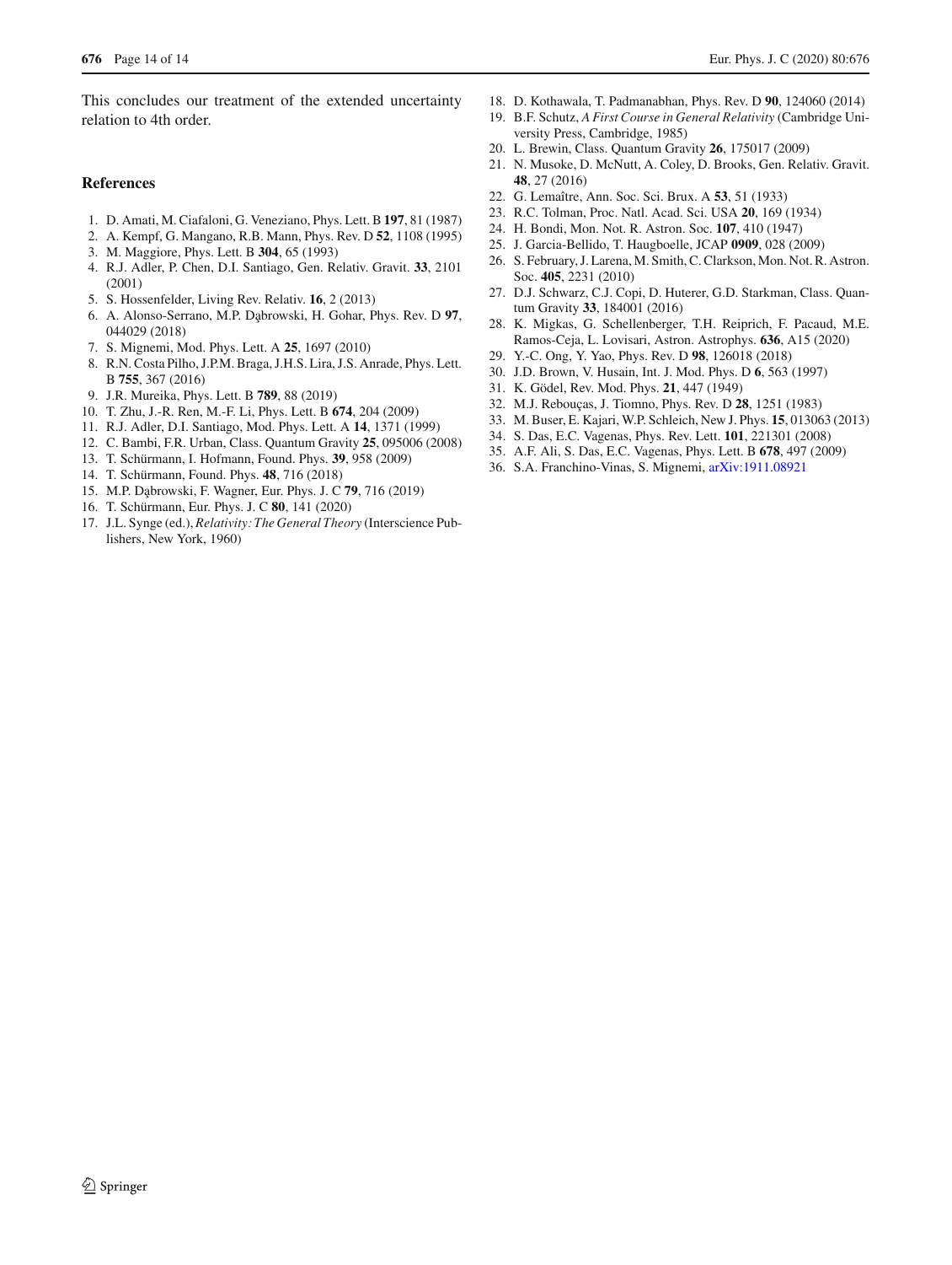This concludes our treatment of the extended uncertainty relation to 4th order.

## References

1. D. Amati, M. Ciafaloni, G. Veneziano, Phys. Lett. B **197**, 81 (1987)
2. A. Kempf, G. Mangano, R.B. Mann, Phys. Rev. D **52**, 1108 (1995)
3. M. Maggiore, Phys. Lett. B **304**, 65 (1993)
4. R.J. Adler, P. Chen, D.I. Santiago, Gen. Relativ. Gravit. **33**, 2101 (2001)
5. S. Hossenfelder, Living Rev. Relativ. **16**, 2 (2013)
6. A. Alonso-Serrano, M.P. Dąbrowski, H. Gohar, Phys. Rev. D **97**, 044029 (2018)
7. S. Mignemi, Mod. Phys. Lett. A **25**, 1697 (2010)
8. R.N. Costa Pilho, J.P.M. Braga, J.H.S. Lira, J.S. Anrade, Phys. Lett. B **755**, 367 (2016)
9. J.R. Mureika, Phys. Lett. B **789**, 88 (2019)
10. T. Zhu, J.-R. Ren, M.-F. Li, Phys. Lett. B **674**, 204 (2009)
11. R.J. Adler, D.I. Santiago, Mod. Phys. Lett. A **14**, 1371 (1999)
12. C. Bambi, F.R. Urban, Class. Quantum Gravity **25**, 095006 (2008)
13. T. Schürmann, I. Hofmann, Found. Phys. **39**, 958 (2009)
14. T. Schürmann, Found. Phys. **48**, 716 (2018)
15. M.P. Dąbrowski, F. Wagner, Eur. Phys. J. C **79**, 716 (2019)
16. T. Schürmann, Eur. Phys. J. C **80**, 141 (2020)
17. J.L. Synge (ed.), *Relativity: The General Theory* (Interscience Publishers, New York, 1960)
18. D. Kothawala, T. Padmanabhan, Phys. Rev. D **90**, 124060 (2014)
19. B.F. Schutz, *A First Course in General Relativity* (Cambridge University Press, Cambridge, 1985)
20. L. Brewin, Class. Quantum Gravity **26**, 175017 (2009)
21. N. Musoke, D. McNutt, A. Coley, D. Brooks, Gen. Relativ. Gravit. **48**, 27 (2016)
22. G. Lemaître, Ann. Soc. Sci. Brux. A **53**, 51 (1933)
23. R.C. Tolman, Proc. Natl. Acad. Sci. USA **20**, 169 (1934)
24. H. Bondi, Mon. Not. R. Astron. Soc. **107**, 410 (1947)
25. J. Garcia-Bellido, T. Haugboelle, JCAP **0909**, 028 (2009)
26. S. February, J. Larena, M. Smith, C. Clarkson, Mon. Not. R. Astron. Soc. **405**, 2231 (2010)
27. D.J. Schwarz, C.J. Copi, D. Huterer, G.D. Starkman, Class. Quantum Gravity **33**, 184001 (2016)
28. K. Migkas, G. Schellenberger, T.H. Reiprich, F. Pacaud, M.E. Ramos-Ceja, L. Lovisari, Astron. Astrophys. **636**, A15 (2020)
29. Y.-C. Ong, Y. Yao, Phys. Rev. D **98**, 126018 (2018)
30. J.D. Brown, V. Husain, Int. J. Mod. Phys. D **6**, 563 (1997)
31. K. Gödel, Rev. Mod. Phys. **21**, 447 (1949)
32. M.J. Rebouças, J. Tiomno, Phys. Rev. D **28**, 1251 (1983)
33. M. Buser, E. Kajari, W.P. Schleich, New J. Phys. **15**, 013063 (2013)
34. S. Das, E.C. Vagenas, Phys. Rev. Lett. **101**, 221301 (2008)
35. A.F. Ali, S. Das, E.C. Vagenas, Phys. Lett. B **678**, 497 (2009)
36. S.A. Franchino-Vinas, S. Mignemi, arXiv:1911.08921